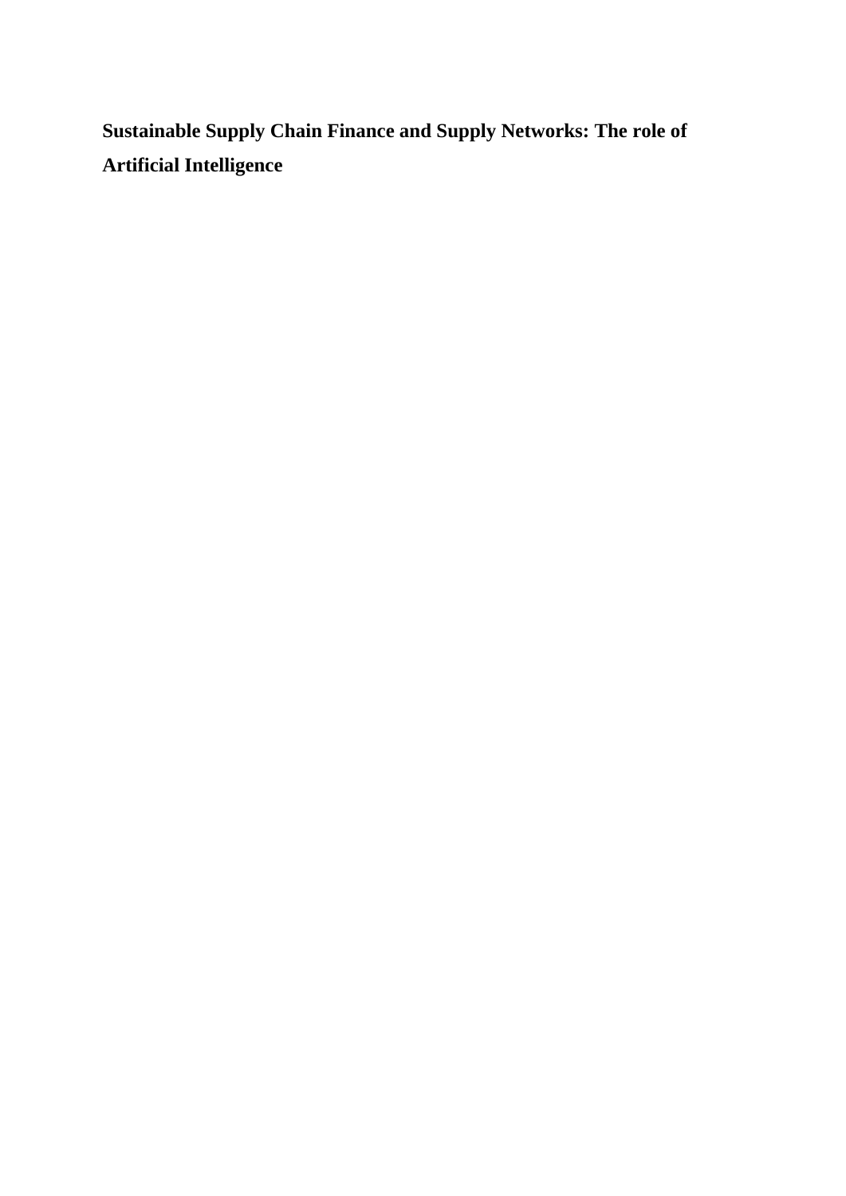# Sustainable Supply Chain Finance and Supply Networks: The role of Artificial Intelligence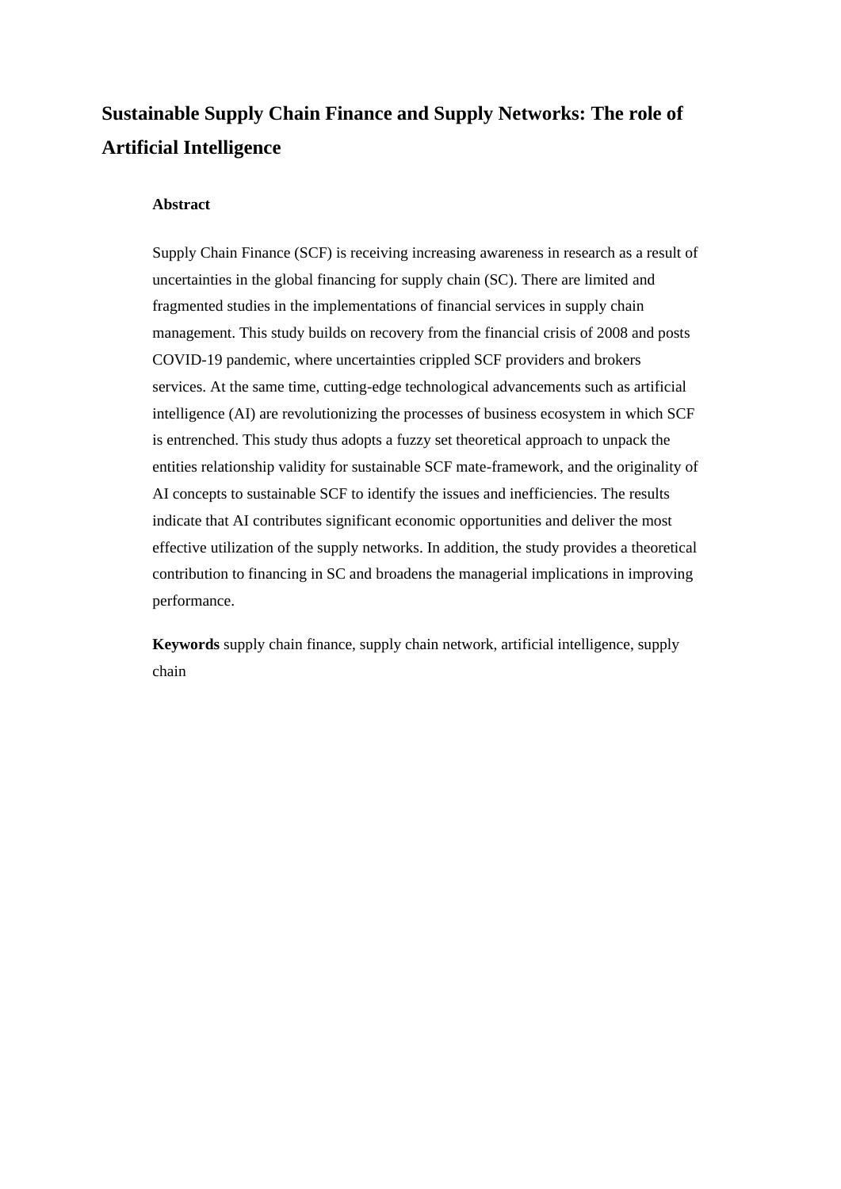# Sustainable Supply Chain Finance and Supply Networks: The role of Artificial Intelligence

**Abstract**

Supply Chain Finance (SCF) is receiving increasing awareness in research as a result of uncertainties in the global financing for supply chain (SC). There are limited and fragmented studies in the implementations of financial services in supply chain management. This study builds on recovery from the financial crisis of 2008 and posts COVID-19 pandemic, where uncertainties crippled SCF providers and brokers services. At the same time, cutting-edge technological advancements such as artificial intelligence (AI) are revolutionizing the processes of business ecosystem in which SCF is entrenched. This study thus adopts a fuzzy set theoretical approach to unpack the entities relationship validity for sustainable SCF mate-framework, and the originality of AI concepts to sustainable SCF to identify the issues and inefficiencies. The results indicate that AI contributes significant economic opportunities and deliver the most effective utilization of the supply networks. In addition, the study provides a theoretical contribution to financing in SC and broadens the managerial implications in improving performance.

**Keywords** supply chain finance, supply chain network, artificial intelligence, supply chain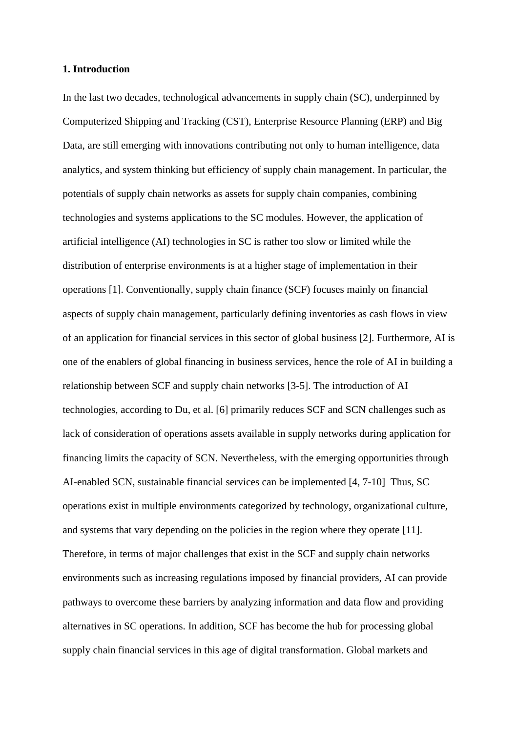## 1. Introduction

In the last two decades, technological advancements in supply chain (SC), underpinned by Computerized Shipping and Tracking (CST), Enterprise Resource Planning (ERP) and Big Data, are still emerging with innovations contributing not only to human intelligence, data analytics, and system thinking but efficiency of supply chain management. In particular, the potentials of supply chain networks as assets for supply chain companies, combining technologies and systems applications to the SC modules. However, the application of artificial intelligence (AI) technologies in SC is rather too slow or limited while the distribution of enterprise environments is at a higher stage of implementation in their operations [1]. Conventionally, supply chain finance (SCF) focuses mainly on financial aspects of supply chain management, particularly defining inventories as cash flows in view of an application for financial services in this sector of global business [2]. Furthermore, AI is one of the enablers of global financing in business services, hence the role of AI in building a relationship between SCF and supply chain networks [3-5]. The introduction of AI technologies, according to Du, et al. [6] primarily reduces SCF and SCN challenges such as lack of consideration of operations assets available in supply networks during application for financing limits the capacity of SCN. Nevertheless, with the emerging opportunities through AI-enabled SCN, sustainable financial services can be implemented [4, 7-10] Thus, SC operations exist in multiple environments categorized by technology, organizational culture, and systems that vary depending on the policies in the region where they operate [11]. Therefore, in terms of major challenges that exist in the SCF and supply chain networks environments such as increasing regulations imposed by financial providers, AI can provide pathways to overcome these barriers by analyzing information and data flow and providing alternatives in SC operations. In addition, SCF has become the hub for processing global supply chain financial services in this age of digital transformation. Global markets and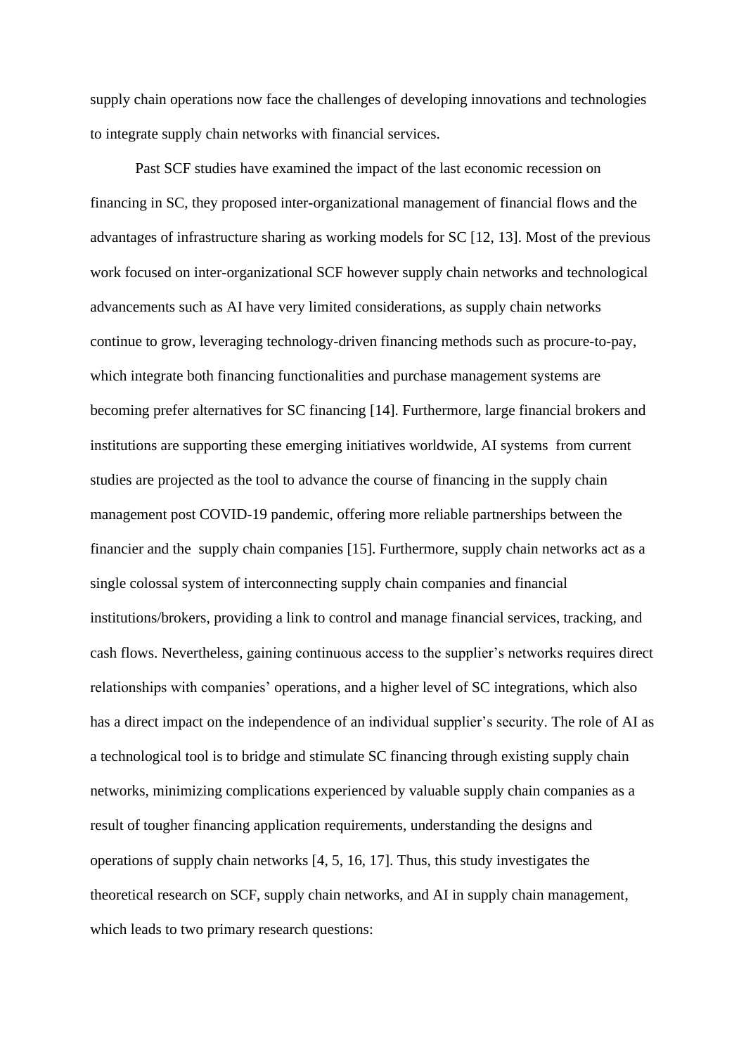supply chain operations now face the challenges of developing innovations and technologies to integrate supply chain networks with financial services.

Past SCF studies have examined the impact of the last economic recession on financing in SC, they proposed inter-organizational management of financial flows and the advantages of infrastructure sharing as working models for SC [12, 13]. Most of the previous work focused on inter-organizational SCF however supply chain networks and technological advancements such as AI have very limited considerations, as supply chain networks continue to grow, leveraging technology-driven financing methods such as procure-to-pay, which integrate both financing functionalities and purchase management systems are becoming prefer alternatives for SC financing [14]. Furthermore, large financial brokers and institutions are supporting these emerging initiatives worldwide, AI systems from current studies are projected as the tool to advance the course of financing in the supply chain management post COVID-19 pandemic, offering more reliable partnerships between the financier and the supply chain companies [15]. Furthermore, supply chain networks act as a single colossal system of interconnecting supply chain companies and financial institutions/brokers, providing a link to control and manage financial services, tracking, and cash flows. Nevertheless, gaining continuous access to the supplier's networks requires direct relationships with companies' operations, and a higher level of SC integrations, which also has a direct impact on the independence of an individual supplier's security. The role of AI as a technological tool is to bridge and stimulate SC financing through existing supply chain networks, minimizing complications experienced by valuable supply chain companies as a result of tougher financing application requirements, understanding the designs and operations of supply chain networks [4, 5, 16, 17]. Thus, this study investigates the theoretical research on SCF, supply chain networks, and AI in supply chain management, which leads to two primary research questions: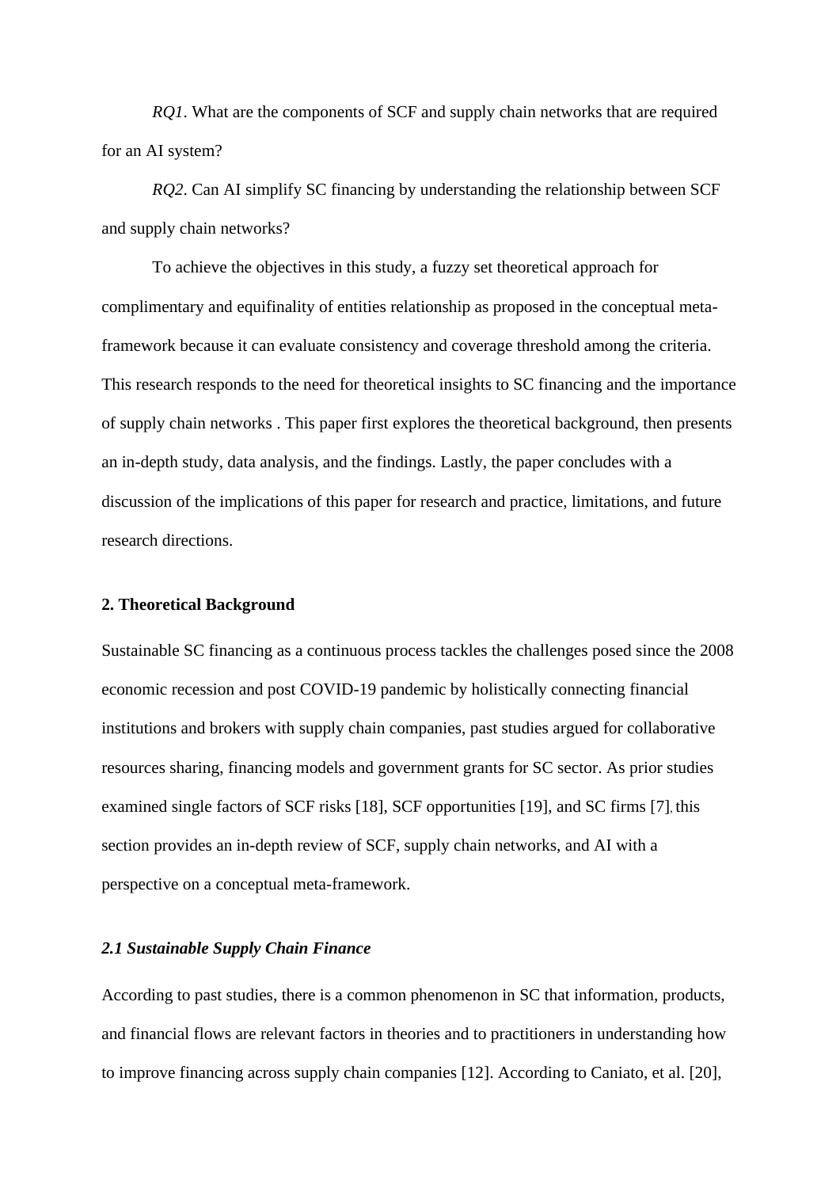*RQ1*. What are the components of SCF and supply chain networks that are required for an AI system?

*RQ2*. Can AI simplify SC financing by understanding the relationship between SCF and supply chain networks?

To achieve the objectives in this study, a fuzzy set theoretical approach for complimentary and equifinality of entities relationship as proposed in the conceptual meta-framework because it can evaluate consistency and coverage threshold among the criteria. This research responds to the need for theoretical insights to SC financing and the importance of supply chain networks . This paper first explores the theoretical background, then presents an in-depth study, data analysis, and the findings. Lastly, the paper concludes with a discussion of the implications of this paper for research and practice, limitations, and future research directions.

## 2. Theoretical Background

Sustainable SC financing as a continuous process tackles the challenges posed since the 2008 economic recession and post COVID-19 pandemic by holistically connecting financial institutions and brokers with supply chain companies, past studies argued for collaborative resources sharing, financing models and government grants for SC sector. As prior studies examined single factors of SCF risks [18], SCF opportunities [19], and SC firms [7], this section provides an in-depth review of SCF, supply chain networks, and AI with a perspective on a conceptual meta-framework.

### *2.1 Sustainable Supply Chain Finance*

According to past studies, there is a common phenomenon in SC that information, products, and financial flows are relevant factors in theories and to practitioners in understanding how to improve financing across supply chain companies [12]. According to Caniato, et al. [20],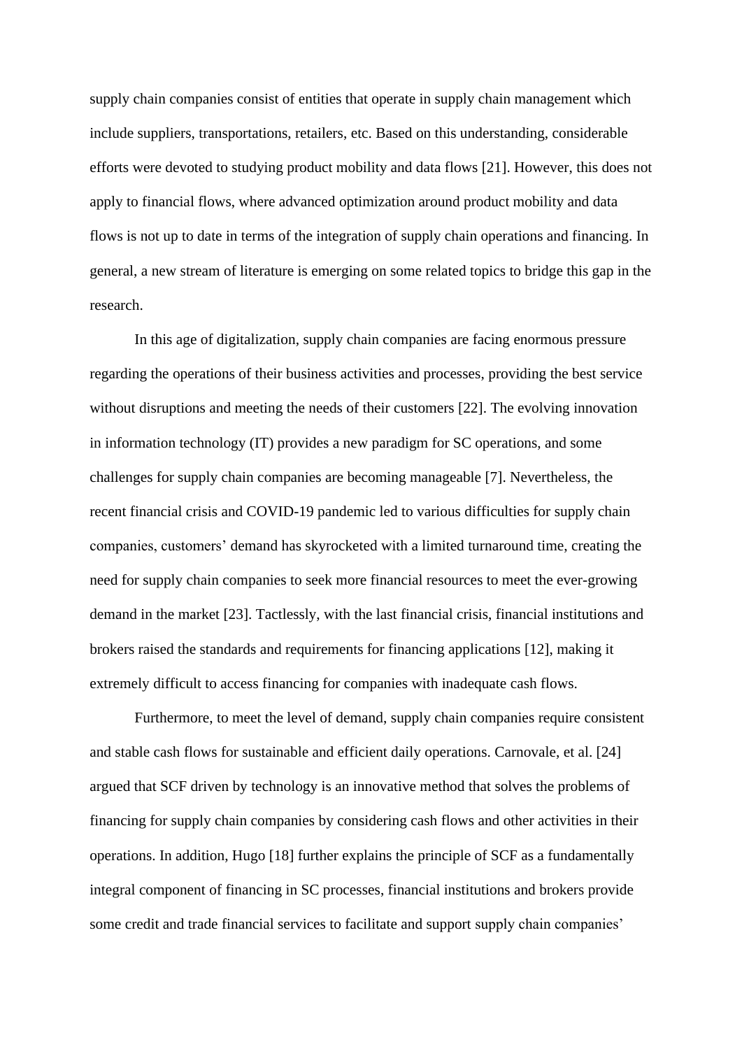supply chain companies consist of entities that operate in supply chain management which include suppliers, transportations, retailers, etc. Based on this understanding, considerable efforts were devoted to studying product mobility and data flows [21]. However, this does not apply to financial flows, where advanced optimization around product mobility and data flows is not up to date in terms of the integration of supply chain operations and financing. In general, a new stream of literature is emerging on some related topics to bridge this gap in the research.

In this age of digitalization, supply chain companies are facing enormous pressure regarding the operations of their business activities and processes, providing the best service without disruptions and meeting the needs of their customers [22]. The evolving innovation in information technology (IT) provides a new paradigm for SC operations, and some challenges for supply chain companies are becoming manageable [7]. Nevertheless, the recent financial crisis and COVID-19 pandemic led to various difficulties for supply chain companies, customers' demand has skyrocketed with a limited turnaround time, creating the need for supply chain companies to seek more financial resources to meet the ever-growing demand in the market [23]. Tactlessly, with the last financial crisis, financial institutions and brokers raised the standards and requirements for financing applications [12], making it extremely difficult to access financing for companies with inadequate cash flows.

Furthermore, to meet the level of demand, supply chain companies require consistent and stable cash flows for sustainable and efficient daily operations. Carnovale, et al. [24] argued that SCF driven by technology is an innovative method that solves the problems of financing for supply chain companies by considering cash flows and other activities in their operations. In addition, Hugo [18] further explains the principle of SCF as a fundamentally integral component of financing in SC processes, financial institutions and brokers provide some credit and trade financial services to facilitate and support supply chain companies'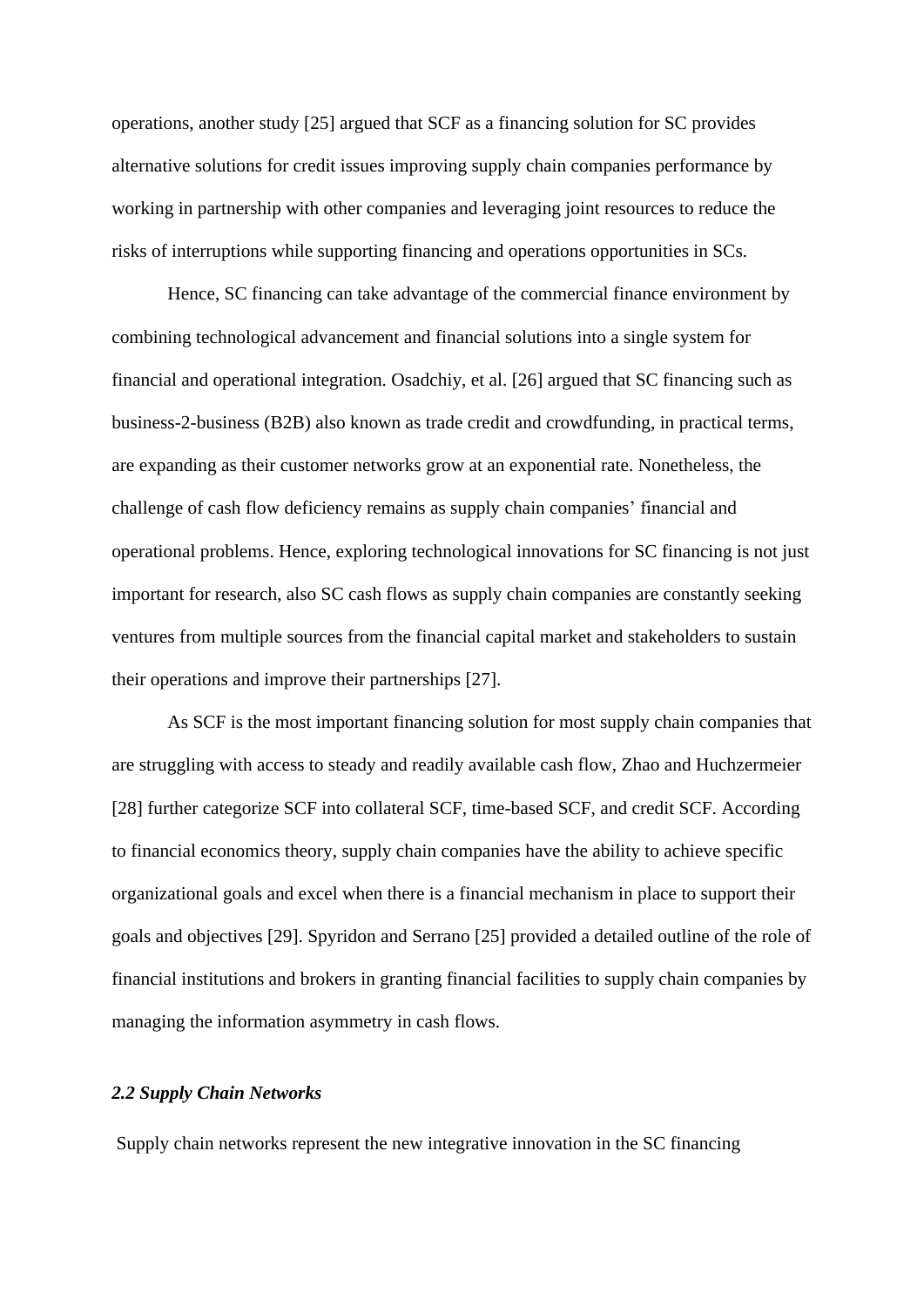operations, another study [25] argued that SCF as a financing solution for SC provides alternative solutions for credit issues improving supply chain companies performance by working in partnership with other companies and leveraging joint resources to reduce the risks of interruptions while supporting financing and operations opportunities in SCs.

Hence, SC financing can take advantage of the commercial finance environment by combining technological advancement and financial solutions into a single system for financial and operational integration. Osadchiy, et al. [26] argued that SC financing such as business-2-business (B2B) also known as trade credit and crowdfunding, in practical terms, are expanding as their customer networks grow at an exponential rate. Nonetheless, the challenge of cash flow deficiency remains as supply chain companies' financial and operational problems. Hence, exploring technological innovations for SC financing is not just important for research, also SC cash flows as supply chain companies are constantly seeking ventures from multiple sources from the financial capital market and stakeholders to sustain their operations and improve their partnerships [27].

As SCF is the most important financing solution for most supply chain companies that are struggling with access to steady and readily available cash flow, Zhao and Huchzermeier [28] further categorize SCF into collateral SCF, time-based SCF, and credit SCF. According to financial economics theory, supply chain companies have the ability to achieve specific organizational goals and excel when there is a financial mechanism in place to support their goals and objectives [29]. Spyridon and Serrano [25] provided a detailed outline of the role of financial institutions and brokers in granting financial facilities to supply chain companies by managing the information asymmetry in cash flows.

### *2.2 Supply Chain Networks*

Supply chain networks represent the new integrative innovation in the SC financing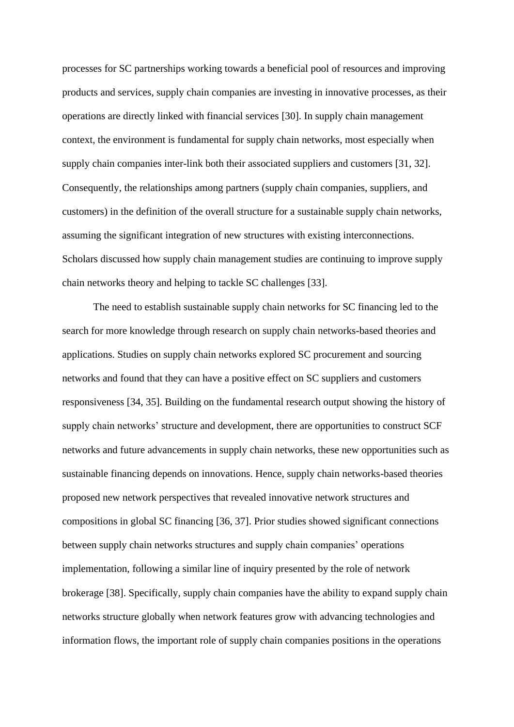processes for SC partnerships working towards a beneficial pool of resources and improving products and services, supply chain companies are investing in innovative processes, as their operations are directly linked with financial services [30]. In supply chain management context, the environment is fundamental for supply chain networks, most especially when supply chain companies inter-link both their associated suppliers and customers [31, 32]. Consequently, the relationships among partners (supply chain companies, suppliers, and customers) in the definition of the overall structure for a sustainable supply chain networks, assuming the significant integration of new structures with existing interconnections. Scholars discussed how supply chain management studies are continuing to improve supply chain networks theory and helping to tackle SC challenges [33].

The need to establish sustainable supply chain networks for SC financing led to the search for more knowledge through research on supply chain networks-based theories and applications. Studies on supply chain networks explored SC procurement and sourcing networks and found that they can have a positive effect on SC suppliers and customers responsiveness [34, 35]. Building on the fundamental research output showing the history of supply chain networks' structure and development, there are opportunities to construct SCF networks and future advancements in supply chain networks, these new opportunities such as sustainable financing depends on innovations. Hence, supply chain networks-based theories proposed new network perspectives that revealed innovative network structures and compositions in global SC financing [36, 37]. Prior studies showed significant connections between supply chain networks structures and supply chain companies' operations implementation, following a similar line of inquiry presented by the role of network brokerage [38]. Specifically, supply chain companies have the ability to expand supply chain networks structure globally when network features grow with advancing technologies and information flows, the important role of supply chain companies positions in the operations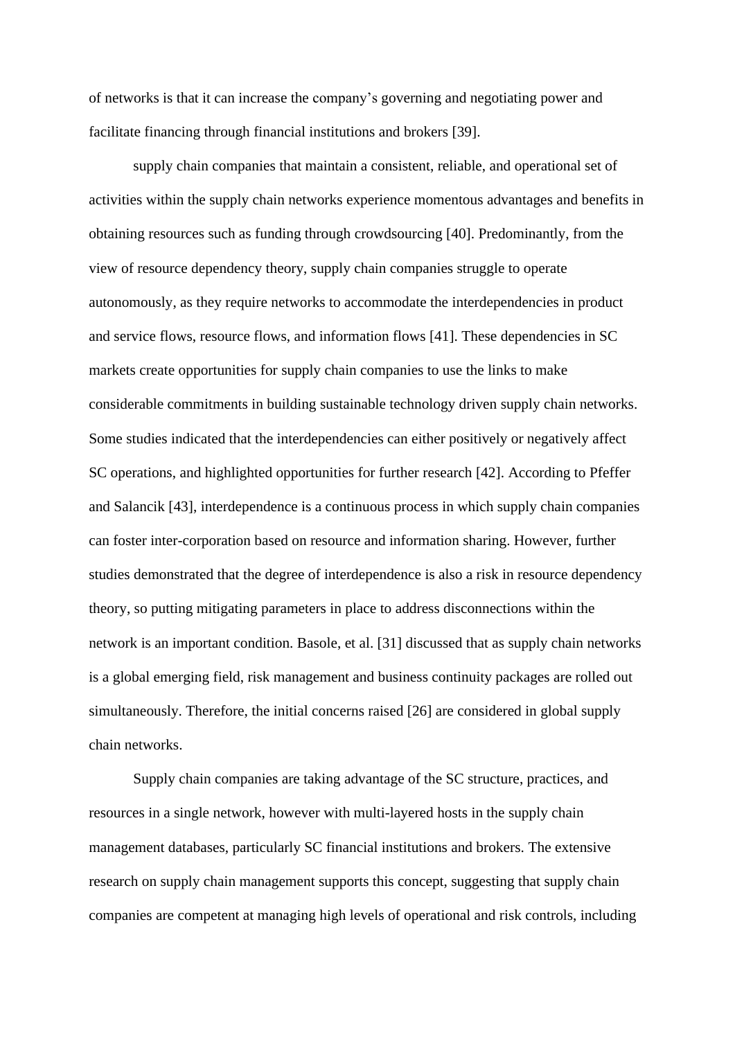of networks is that it can increase the company's governing and negotiating power and facilitate financing through financial institutions and brokers [39].

supply chain companies that maintain a consistent, reliable, and operational set of activities within the supply chain networks experience momentous advantages and benefits in obtaining resources such as funding through crowdsourcing [40]. Predominantly, from the view of resource dependency theory, supply chain companies struggle to operate autonomously, as they require networks to accommodate the interdependencies in product and service flows, resource flows, and information flows [41]. These dependencies in SC markets create opportunities for supply chain companies to use the links to make considerable commitments in building sustainable technology driven supply chain networks. Some studies indicated that the interdependencies can either positively or negatively affect SC operations, and highlighted opportunities for further research [42]. According to Pfeffer and Salancik [43], interdependence is a continuous process in which supply chain companies can foster inter-corporation based on resource and information sharing. However, further studies demonstrated that the degree of interdependence is also a risk in resource dependency theory, so putting mitigating parameters in place to address disconnections within the network is an important condition. Basole, et al. [31] discussed that as supply chain networks is a global emerging field, risk management and business continuity packages are rolled out simultaneously. Therefore, the initial concerns raised [26] are considered in global supply chain networks.

Supply chain companies are taking advantage of the SC structure, practices, and resources in a single network, however with multi-layered hosts in the supply chain management databases, particularly SC financial institutions and brokers. The extensive research on supply chain management supports this concept, suggesting that supply chain companies are competent at managing high levels of operational and risk controls, including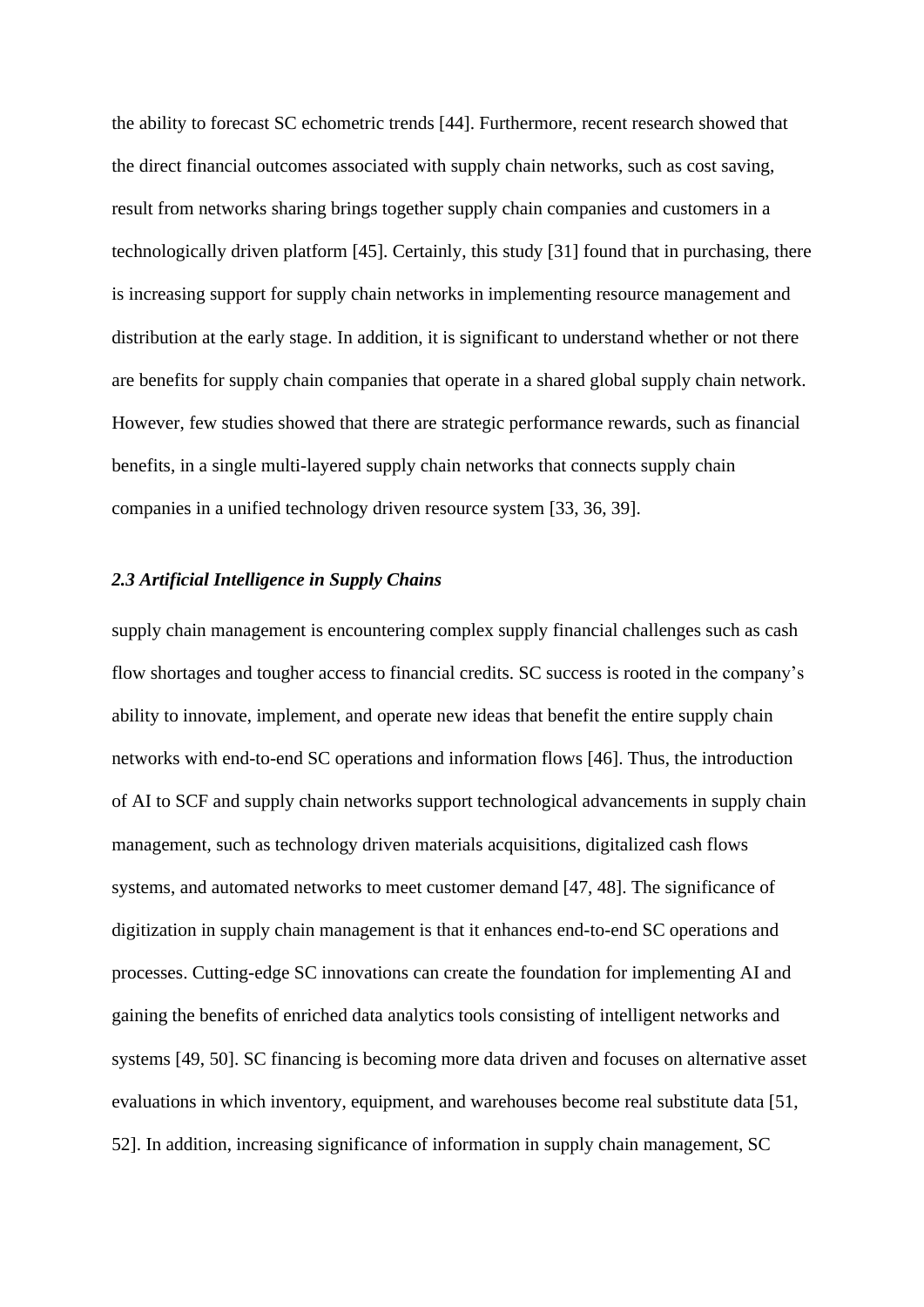the ability to forecast SC echometric trends [44]. Furthermore, recent research showed that the direct financial outcomes associated with supply chain networks, such as cost saving, result from networks sharing brings together supply chain companies and customers in a technologically driven platform [45]. Certainly, this study [31] found that in purchasing, there is increasing support for supply chain networks in implementing resource management and distribution at the early stage. In addition, it is significant to understand whether or not there are benefits for supply chain companies that operate in a shared global supply chain network. However, few studies showed that there are strategic performance rewards, such as financial benefits, in a single multi-layered supply chain networks that connects supply chain companies in a unified technology driven resource system [33, 36, 39].

### *2.3 Artificial Intelligence in Supply Chains*

supply chain management is encountering complex supply financial challenges such as cash flow shortages and tougher access to financial credits. SC success is rooted in the company's ability to innovate, implement, and operate new ideas that benefit the entire supply chain networks with end-to-end SC operations and information flows [46]. Thus, the introduction of AI to SCF and supply chain networks support technological advancements in supply chain management, such as technology driven materials acquisitions, digitalized cash flows systems, and automated networks to meet customer demand [47, 48]. The significance of digitization in supply chain management is that it enhances end-to-end SC operations and processes. Cutting-edge SC innovations can create the foundation for implementing AI and gaining the benefits of enriched data analytics tools consisting of intelligent networks and systems [49, 50]. SC financing is becoming more data driven and focuses on alternative asset evaluations in which inventory, equipment, and warehouses become real substitute data [51, 52]. In addition, increasing significance of information in supply chain management, SC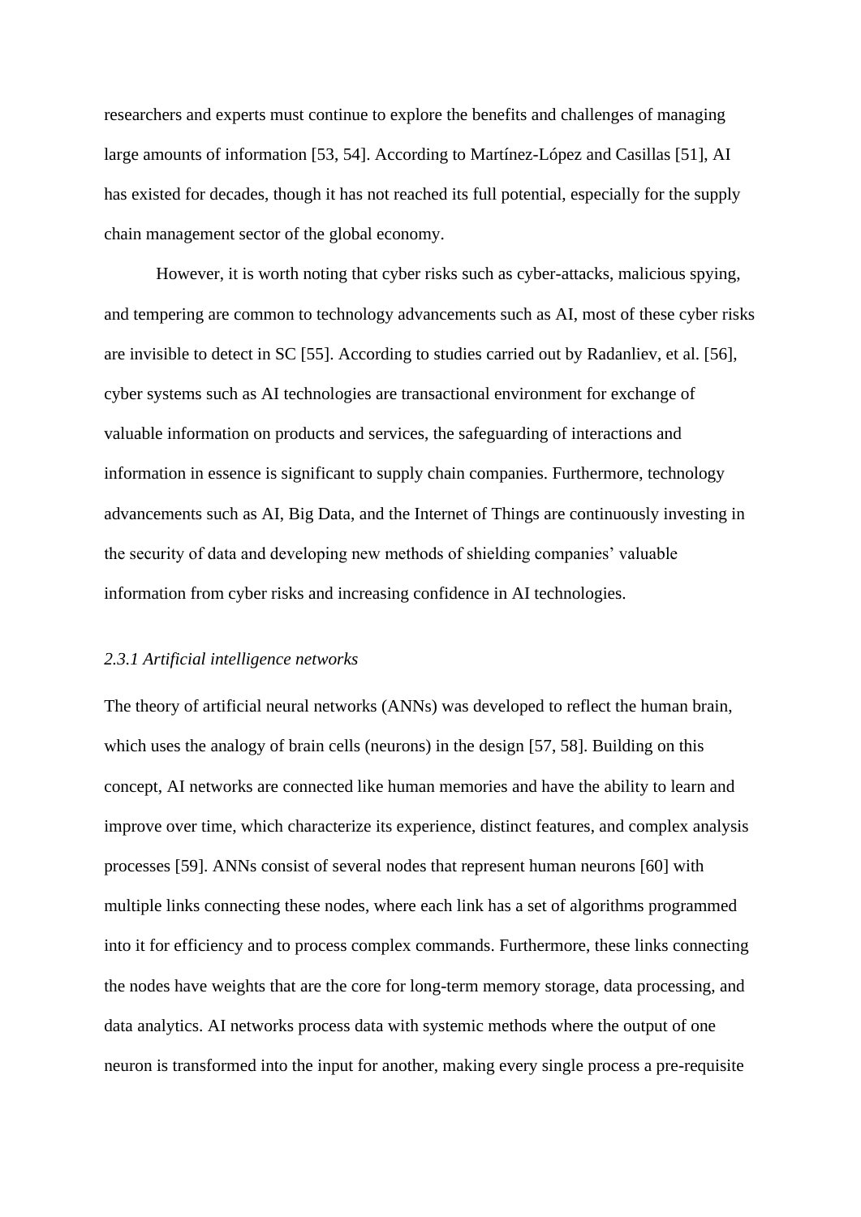researchers and experts must continue to explore the benefits and challenges of managing large amounts of information [53, 54]. According to Martínez-López and Casillas [51], AI has existed for decades, though it has not reached its full potential, especially for the supply chain management sector of the global economy.

However, it is worth noting that cyber risks such as cyber-attacks, malicious spying, and tempering are common to technology advancements such as AI, most of these cyber risks are invisible to detect in SC [55]. According to studies carried out by Radanliev, et al. [56], cyber systems such as AI technologies are transactional environment for exchange of valuable information on products and services, the safeguarding of interactions and information in essence is significant to supply chain companies. Furthermore, technology advancements such as AI, Big Data, and the Internet of Things are continuously investing in the security of data and developing new methods of shielding companies' valuable information from cyber risks and increasing confidence in AI technologies.

### *2.3.1 Artificial intelligence networks*

The theory of artificial neural networks (ANNs) was developed to reflect the human brain, which uses the analogy of brain cells (neurons) in the design [57, 58]. Building on this concept, AI networks are connected like human memories and have the ability to learn and improve over time, which characterize its experience, distinct features, and complex analysis processes [59]. ANNs consist of several nodes that represent human neurons [60] with multiple links connecting these nodes, where each link has a set of algorithms programmed into it for efficiency and to process complex commands. Furthermore, these links connecting the nodes have weights that are the core for long-term memory storage, data processing, and data analytics. AI networks process data with systemic methods where the output of one neuron is transformed into the input for another, making every single process a pre-requisite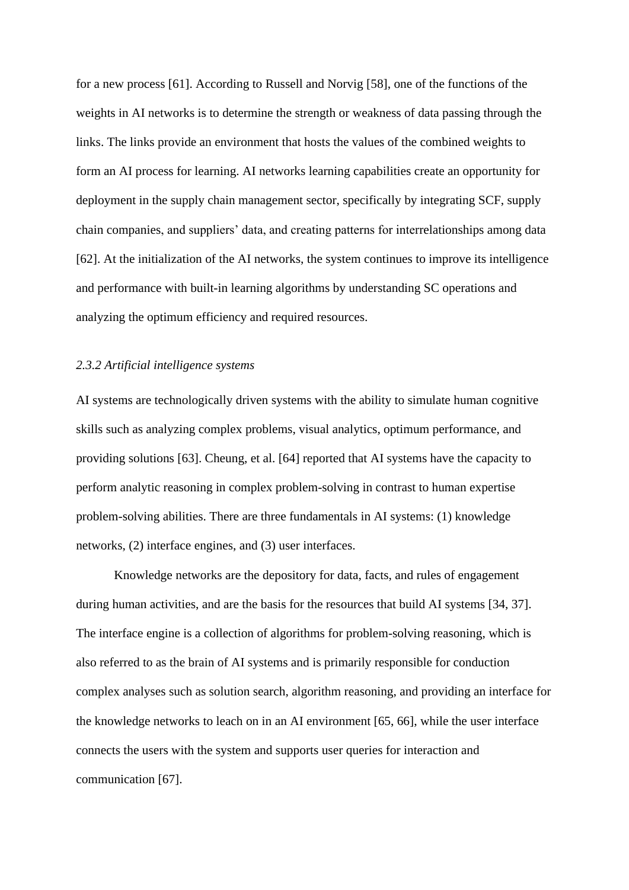for a new process [61]. According to Russell and Norvig [58], one of the functions of the weights in AI networks is to determine the strength or weakness of data passing through the links. The links provide an environment that hosts the values of the combined weights to form an AI process for learning. AI networks learning capabilities create an opportunity for deployment in the supply chain management sector, specifically by integrating SCF, supply chain companies, and suppliers' data, and creating patterns for interrelationships among data [62]. At the initialization of the AI networks, the system continues to improve its intelligence and performance with built-in learning algorithms by understanding SC operations and analyzing the optimum efficiency and required resources.

### *2.3.2 Artificial intelligence systems*

AI systems are technologically driven systems with the ability to simulate human cognitive skills such as analyzing complex problems, visual analytics, optimum performance, and providing solutions [63]. Cheung, et al. [64] reported that AI systems have the capacity to perform analytic reasoning in complex problem-solving in contrast to human expertise problem-solving abilities. There are three fundamentals in AI systems: (1) knowledge networks, (2) interface engines, and (3) user interfaces.

Knowledge networks are the depository for data, facts, and rules of engagement during human activities, and are the basis for the resources that build AI systems [34, 37]. The interface engine is a collection of algorithms for problem-solving reasoning, which is also referred to as the brain of AI systems and is primarily responsible for conduction complex analyses such as solution search, algorithm reasoning, and providing an interface for the knowledge networks to leach on in an AI environment [65, 66], while the user interface connects the users with the system and supports user queries for interaction and communication [67].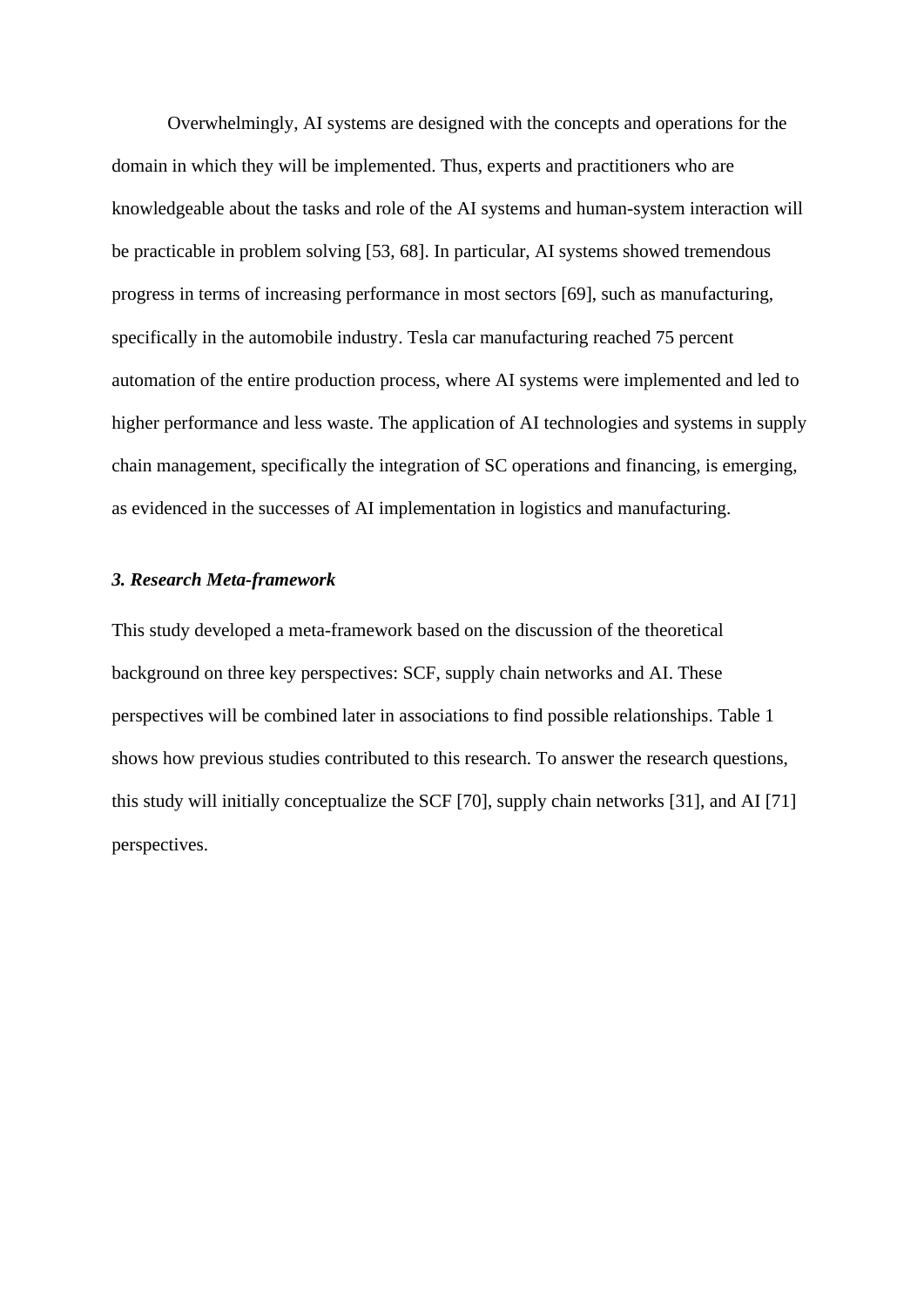Overwhelmingly, AI systems are designed with the concepts and operations for the domain in which they will be implemented. Thus, experts and practitioners who are knowledgeable about the tasks and role of the AI systems and human-system interaction will be practicable in problem solving [53, 68]. In particular, AI systems showed tremendous progress in terms of increasing performance in most sectors [69], such as manufacturing, specifically in the automobile industry. Tesla car manufacturing reached 75 percent automation of the entire production process, where AI systems were implemented and led to higher performance and less waste. The application of AI technologies and systems in supply chain management, specifically the integration of SC operations and financing, is emerging, as evidenced in the successes of AI implementation in logistics and manufacturing.

### ***3. Research Meta-framework***

This study developed a meta-framework based on the discussion of the theoretical background on three key perspectives: SCF, supply chain networks and AI. These perspectives will be combined later in associations to find possible relationships. Table 1 shows how previous studies contributed to this research. To answer the research questions, this study will initially conceptualize the SCF [70], supply chain networks [31], and AI [71] perspectives.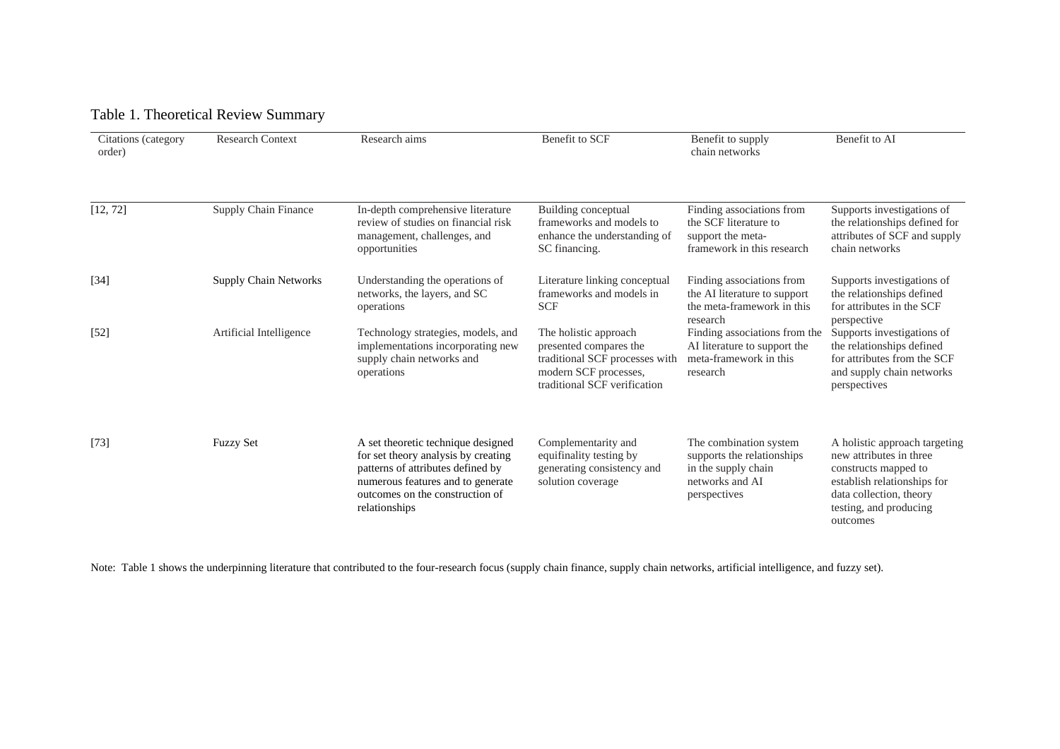Table 1. Theoretical Review Summary

| Citations (category order) | Research Context | Research aims | Benefit to SCF | Benefit to supply chain networks | Benefit to AI |
|---|---|---|---|---|---|
| [12, 72] | Supply Chain Finance | In-depth comprehensive literature review of studies on financial risk management, challenges, and opportunities | Building conceptual frameworks and models to enhance the understanding of SC financing. | Finding associations from the SCF literature to support the meta-framework in this research | Supports investigations of the relationships defined for attributes of SCF and supply chain networks |
| [34] | Supply Chain Networks | Understanding the operations of networks, the layers, and SC operations | Literature linking conceptual frameworks and models in SCF | Finding associations from the AI literature to support the meta-framework in this research | Supports investigations of the relationships defined for attributes in the SCF perspective |
| [52] | Artificial Intelligence | Technology strategies, models, and implementations incorporating new supply chain networks and operations | The holistic approach presented compares the traditional SCF processes with modern SCF processes, traditional SCF verification | Finding associations from the AI literature to support the meta-framework in this research | Supports investigations of the relationships defined for attributes from the SCF and supply chain networks perspectives |
| [73] | Fuzzy Set | A set theoretic technique designed for set theory analysis by creating patterns of attributes defined by numerous features and to generate outcomes on the construction of relationships | Complementarity and equifinality testing by generating consistency and solution coverage | The combination system supports the relationships in the supply chain networks and AI perspectives | A holistic approach targeting new attributes in three constructs mapped to establish relationships for data collection, theory testing, and producing outcomes |

Note: Table 1 shows the underpinning literature that contributed to the four-research focus (supply chain finance, supply chain networks, artificial intelligence, and fuzzy set).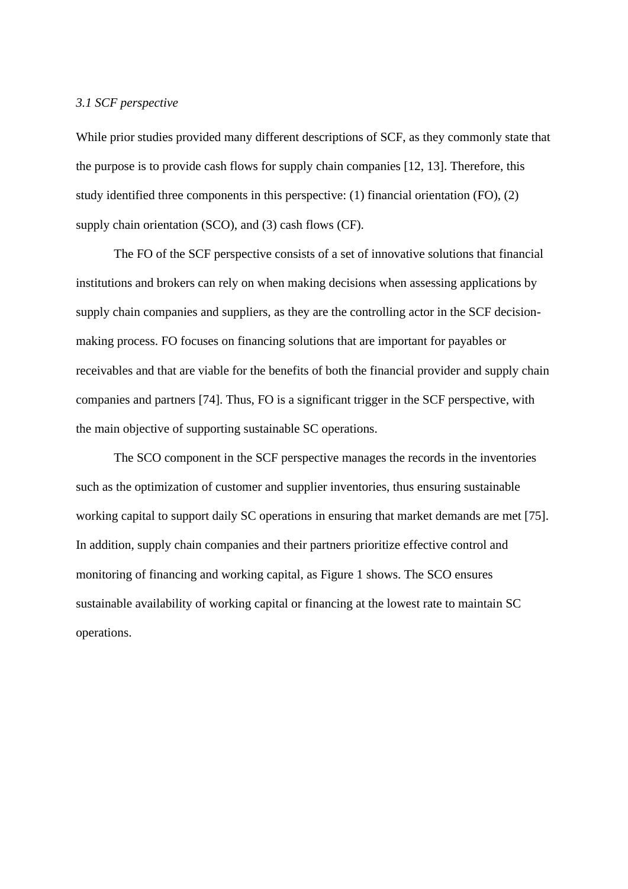### *3.1 SCF perspective*

While prior studies provided many different descriptions of SCF, as they commonly state that the purpose is to provide cash flows for supply chain companies [12, 13]. Therefore, this study identified three components in this perspective: (1) financial orientation (FO), (2) supply chain orientation (SCO), and (3) cash flows (CF).

The FO of the SCF perspective consists of a set of innovative solutions that financial institutions and brokers can rely on when making decisions when assessing applications by supply chain companies and suppliers, as they are the controlling actor in the SCF decision-making process. FO focuses on financing solutions that are important for payables or receivables and that are viable for the benefits of both the financial provider and supply chain companies and partners [74]. Thus, FO is a significant trigger in the SCF perspective, with the main objective of supporting sustainable SC operations.

The SCO component in the SCF perspective manages the records in the inventories such as the optimization of customer and supplier inventories, thus ensuring sustainable working capital to support daily SC operations in ensuring that market demands are met [75]. In addition, supply chain companies and their partners prioritize effective control and monitoring of financing and working capital, as Figure 1 shows. The SCO ensures sustainable availability of working capital or financing at the lowest rate to maintain SC operations.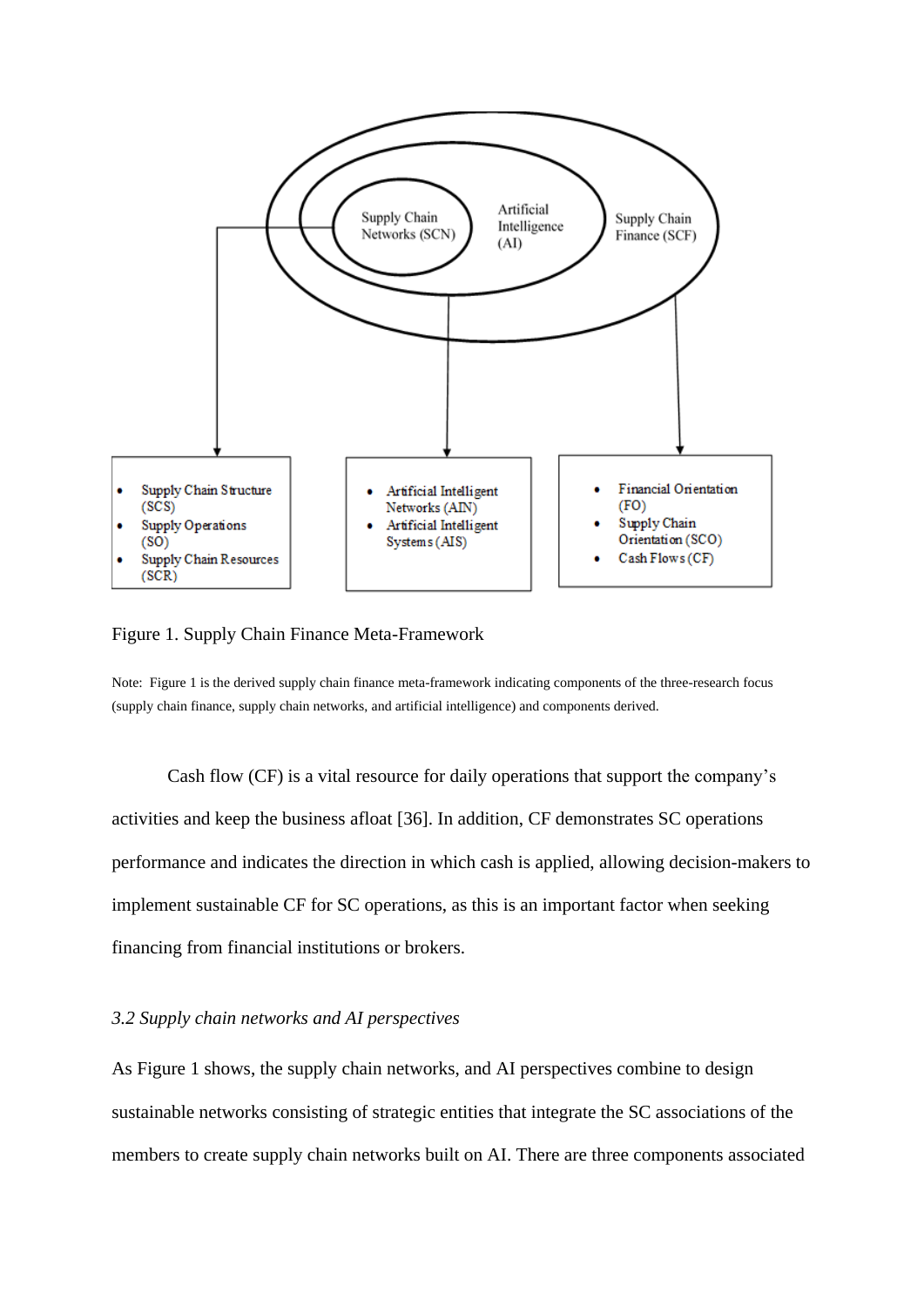Supply Chain Networks (SCN)

Artificial Intelligence (AI)

Supply Chain Finance (SCF)

- Supply Chain Structure (SCS)
- Supply Operations (SO)
- Supply Chain Resources (SCR)

- Artificial Intelligent Networks (AIN)
- Artificial Intelligent Systems (AIS)

- Financial Orientation (FO)
- Supply Chain Orientation (SCO)
- Cash Flows (CF)

Figure 1. Supply Chain Finance Meta-Framework

Note: Figure 1 is the derived supply chain finance meta-framework indicating components of the three-research focus (supply chain finance, supply chain networks, and artificial intelligence) and components derived.

Cash flow (CF) is a vital resource for daily operations that support the company's activities and keep the business afloat [36]. In addition, CF demonstrates SC operations performance and indicates the direction in which cash is applied, allowing decision-makers to implement sustainable CF for SC operations, as this is an important factor when seeking financing from financial institutions or brokers.

### *3.2 Supply chain networks and AI perspectives*

As Figure 1 shows, the supply chain networks, and AI perspectives combine to design sustainable networks consisting of strategic entities that integrate the SC associations of the members to create supply chain networks built on AI. There are three components associated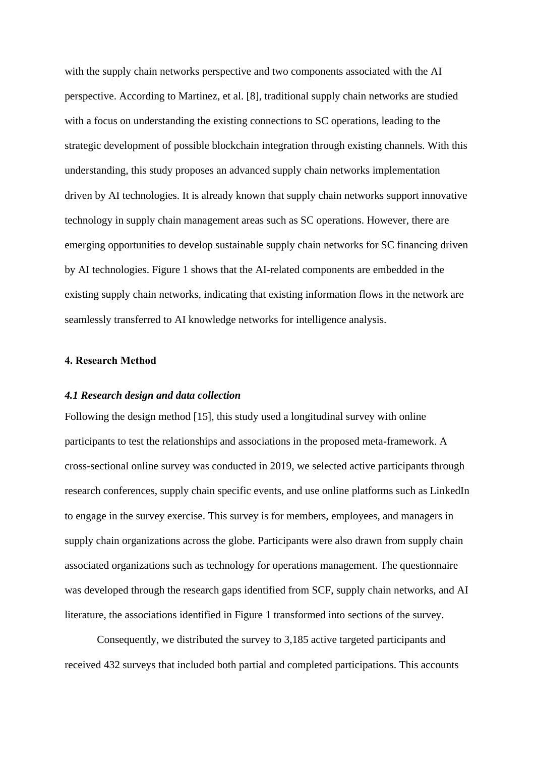with the supply chain networks perspective and two components associated with the AI perspective. According to Martinez, et al. [8], traditional supply chain networks are studied with a focus on understanding the existing connections to SC operations, leading to the strategic development of possible blockchain integration through existing channels. With this understanding, this study proposes an advanced supply chain networks implementation driven by AI technologies. It is already known that supply chain networks support innovative technology in supply chain management areas such as SC operations. However, there are emerging opportunities to develop sustainable supply chain networks for SC financing driven by AI technologies. Figure 1 shows that the AI-related components are embedded in the existing supply chain networks, indicating that existing information flows in the network are seamlessly transferred to AI knowledge networks for intelligence analysis.

## 4. Research Method

### *4.1 Research design and data collection*

Following the design method [15], this study used a longitudinal survey with online participants to test the relationships and associations in the proposed meta-framework. A cross-sectional online survey was conducted in 2019, we selected active participants through research conferences, supply chain specific events, and use online platforms such as LinkedIn to engage in the survey exercise. This survey is for members, employees, and managers in supply chain organizations across the globe. Participants were also drawn from supply chain associated organizations such as technology for operations management. The questionnaire was developed through the research gaps identified from SCF, supply chain networks, and AI literature, the associations identified in Figure 1 transformed into sections of the survey.

Consequently, we distributed the survey to 3,185 active targeted participants and received 432 surveys that included both partial and completed participations. This accounts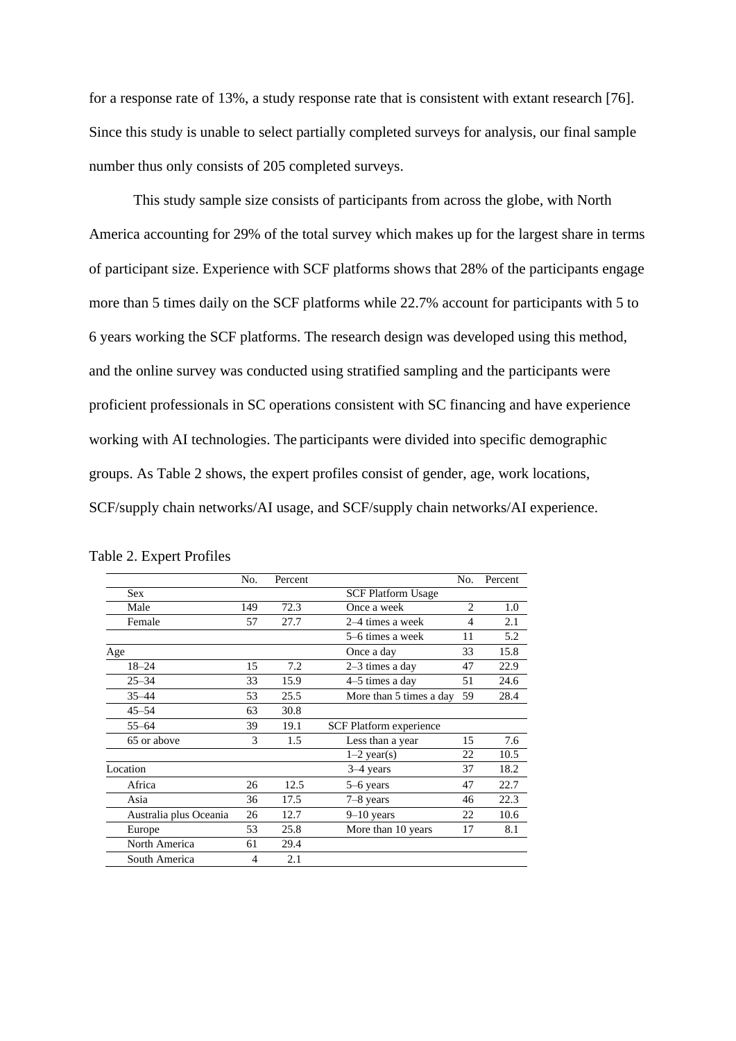for a response rate of 13%, a study response rate that is consistent with extant research [76]. Since this study is unable to select partially completed surveys for analysis, our final sample number thus only consists of 205 completed surveys.

This study sample size consists of participants from across the globe, with North America accounting for 29% of the total survey which makes up for the largest share in terms of participant size. Experience with SCF platforms shows that 28% of the participants engage more than 5 times daily on the SCF platforms while 22.7% account for participants with 5 to 6 years working the SCF platforms. The research design was developed using this method, and the online survey was conducted using stratified sampling and the participants were proficient professionals in SC operations consistent with SC financing and have experience working with AI technologies. The participants were divided into specific demographic groups. As Table 2 shows, the expert profiles consist of gender, age, work locations, SCF/supply chain networks/AI usage, and SCF/supply chain networks/AI experience.

Table 2. Expert Profiles

| | No. | Percent | | No. | Percent |
|---|---|---|---|---|---|
| Sex | | | SCF Platform Usage | | |
| Male | 149 | 72.3 | Once a week | 2 | 1.0 |
| Female | 57 | 27.7 | 2–4 times a week | 4 | 2.1 |
| | | | 5–6 times a week | 11 | 5.2 |
| Age | | | Once a day | 33 | 15.8 |
| 18–24 | 15 | 7.2 | 2–3 times a day | 47 | 22.9 |
| 25–34 | 33 | 15.9 | 4–5 times a day | 51 | 24.6 |
| 35–44 | 53 | 25.5 | More than 5 times a day | 59 | 28.4 |
| 45–54 | 63 | 30.8 | | | |
| 55–64 | 39 | 19.1 | SCF Platform experience | | |
| 65 or above | 3 | 1.5 | Less than a year | 15 | 7.6 |
| | | | 1–2 year(s) | 22 | 10.5 |
| Location | | | 3–4 years | 37 | 18.2 |
| Africa | 26 | 12.5 | 5–6 years | 47 | 22.7 |
| Asia | 36 | 17.5 | 7–8 years | 46 | 22.3 |
| Australia plus Oceania | 26 | 12.7 | 9–10 years | 22 | 10.6 |
| Europe | 53 | 25.8 | More than 10 years | 17 | 8.1 |
| North America | 61 | 29.4 | | | |
| South America | 4 | 2.1 | | | |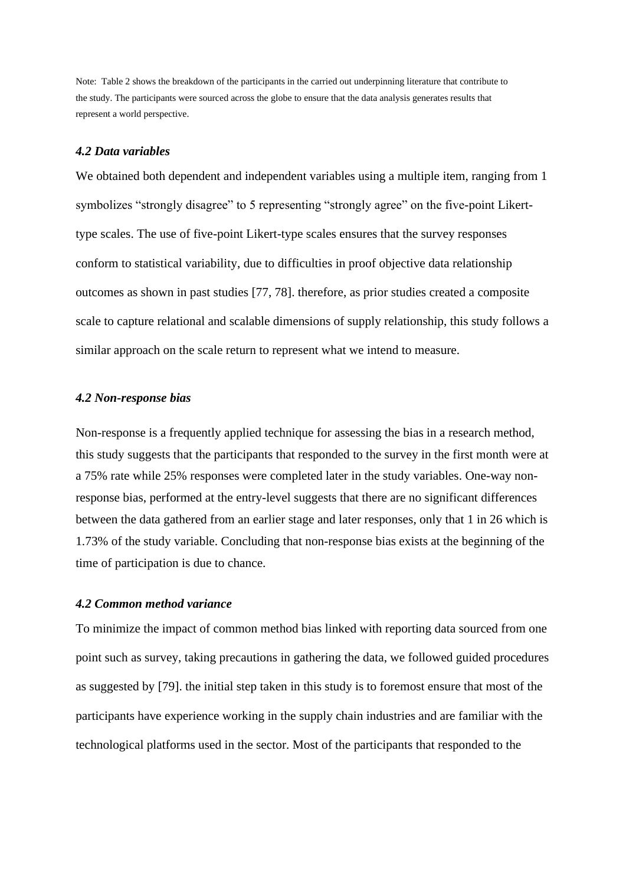Note: Table 2 shows the breakdown of the participants in the carried out underpinning literature that contribute to the study. The participants were sourced across the globe to ensure that the data analysis generates results that represent a world perspective.

### *4.2 Data variables*

We obtained both dependent and independent variables using a multiple item, ranging from 1 symbolizes “strongly disagree” to 5 representing “strongly agree” on the five-point Likert-type scales. The use of five-point Likert-type scales ensures that the survey responses conform to statistical variability, due to difficulties in proof objective data relationship outcomes as shown in past studies [77, 78]. therefore, as prior studies created a composite scale to capture relational and scalable dimensions of supply relationship, this study follows a similar approach on the scale return to represent what we intend to measure.

### *4.2 Non-response bias*

Non-response is a frequently applied technique for assessing the bias in a research method, this study suggests that the participants that responded to the survey in the first month were at a 75% rate while 25% responses were completed later in the study variables. One-way non-response bias, performed at the entry-level suggests that there are no significant differences between the data gathered from an earlier stage and later responses, only that 1 in 26 which is 1.73% of the study variable. Concluding that non-response bias exists at the beginning of the time of participation is due to chance.

### *4.2 Common method variance*

To minimize the impact of common method bias linked with reporting data sourced from one point such as survey, taking precautions in gathering the data, we followed guided procedures as suggested by [79]. the initial step taken in this study is to foremost ensure that most of the participants have experience working in the supply chain industries and are familiar with the technological platforms used in the sector. Most of the participants that responded to the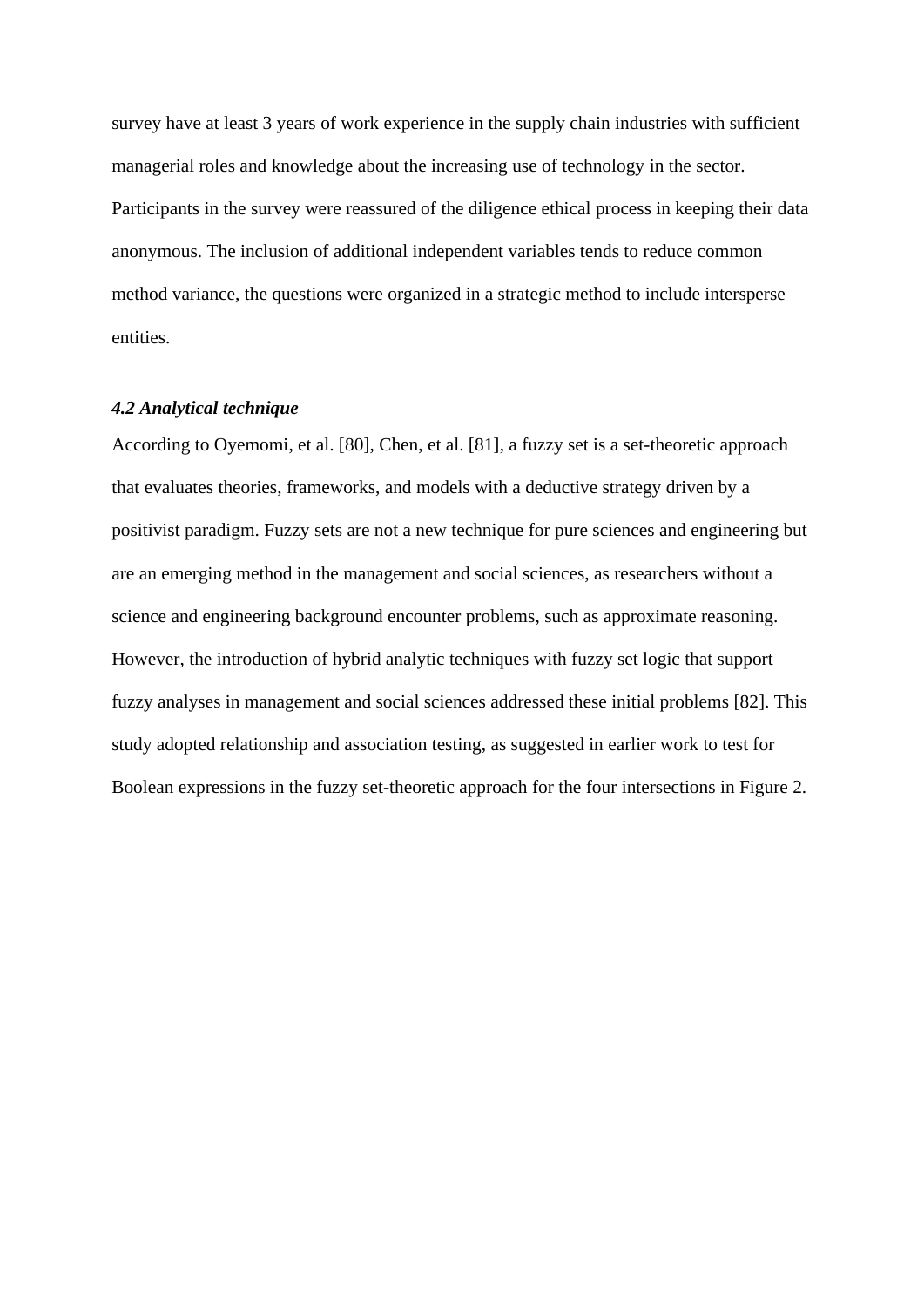survey have at least 3 years of work experience in the supply chain industries with sufficient managerial roles and knowledge about the increasing use of technology in the sector. Participants in the survey were reassured of the diligence ethical process in keeping their data anonymous. The inclusion of additional independent variables tends to reduce common method variance, the questions were organized in a strategic method to include intersperse entities.

### *4.2 Analytical technique*

According to Oyemomi, et al. [80], Chen, et al. [81], a fuzzy set is a set-theoretic approach that evaluates theories, frameworks, and models with a deductive strategy driven by a positivist paradigm. Fuzzy sets are not a new technique for pure sciences and engineering but are an emerging method in the management and social sciences, as researchers without a science and engineering background encounter problems, such as approximate reasoning. However, the introduction of hybrid analytic techniques with fuzzy set logic that support fuzzy analyses in management and social sciences addressed these initial problems [82]. This study adopted relationship and association testing, as suggested in earlier work to test for Boolean expressions in the fuzzy set-theoretic approach for the four intersections in Figure 2.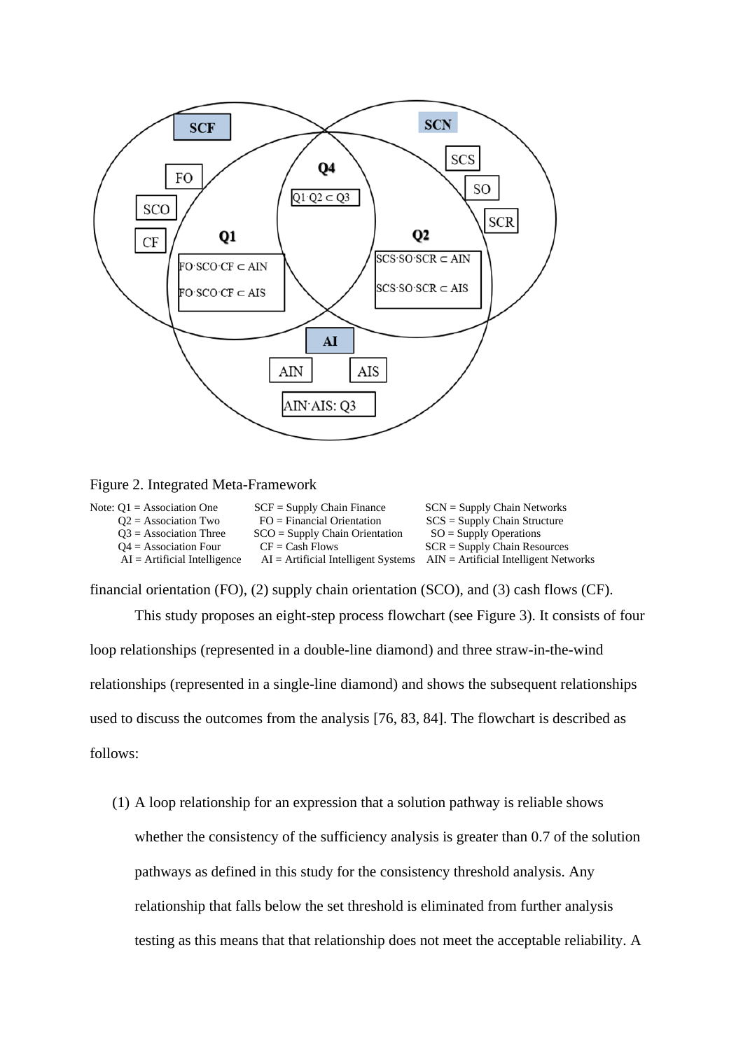Figure 2. Integrated Meta-Framework

Note: Q1 = Association One; Q2 = Association Two; Q3 = Association Three; Q4 = Association Four; AI = Artificial Intelligence; SCF = Supply Chain Finance; FO = Financial Orientation; SCO = Supply Chain Orientation; CF = Cash Flows; AI = Artificial Intelligent Systems; SCN = Supply Chain Networks; SCS = Supply Chain Structure; SO = Supply Operations; SCR = Supply Chain Resources; AIN = Artificial Intelligent Networks

financial orientation (FO), (2) supply chain orientation (SCO), and (3) cash flows (CF).

This study proposes an eight-step process flowchart (see Figure 3). It consists of four loop relationships (represented in a double-line diamond) and three straw-in-the-wind relationships (represented in a single-line diamond) and shows the subsequent relationships used to discuss the outcomes from the analysis [76, 83, 84]. The flowchart is described as follows:

(1) A loop relationship for an expression that a solution pathway is reliable shows whether the consistency of the sufficiency analysis is greater than 0.7 of the solution pathways as defined in this study for the consistency threshold analysis. Any relationship that falls below the set threshold is eliminated from further analysis testing as this means that that relationship does not meet the acceptable reliability. A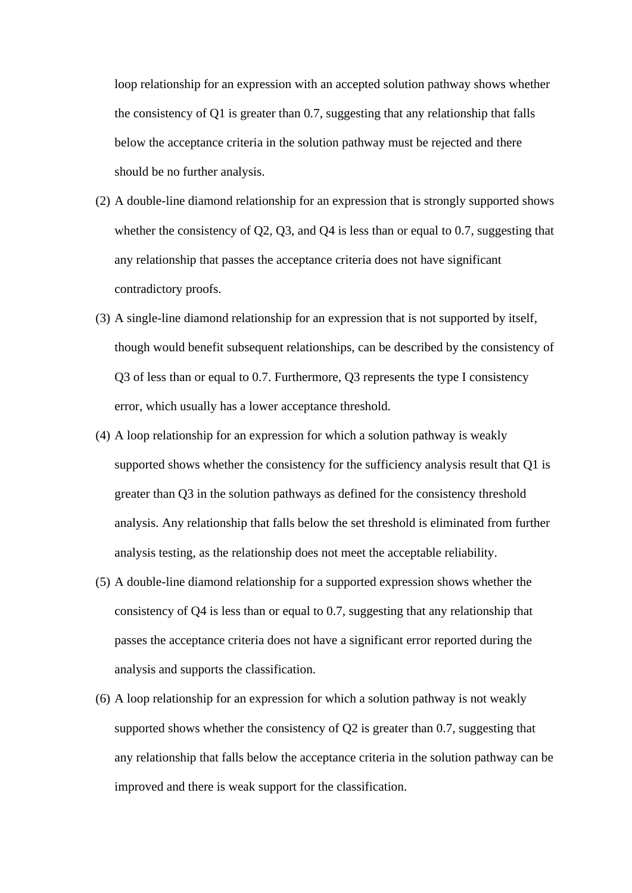loop relationship for an expression with an accepted solution pathway shows whether the consistency of Q1 is greater than 0.7, suggesting that any relationship that falls below the acceptance criteria in the solution pathway must be rejected and there should be no further analysis.

(2) A double-line diamond relationship for an expression that is strongly supported shows whether the consistency of Q2, Q3, and Q4 is less than or equal to 0.7, suggesting that any relationship that passes the acceptance criteria does not have significant contradictory proofs.

(3) A single-line diamond relationship for an expression that is not supported by itself, though would benefit subsequent relationships, can be described by the consistency of Q3 of less than or equal to 0.7. Furthermore, Q3 represents the type I consistency error, which usually has a lower acceptance threshold.

(4) A loop relationship for an expression for which a solution pathway is weakly supported shows whether the consistency for the sufficiency analysis result that Q1 is greater than Q3 in the solution pathways as defined for the consistency threshold analysis. Any relationship that falls below the set threshold is eliminated from further analysis testing, as the relationship does not meet the acceptable reliability.

(5) A double-line diamond relationship for a supported expression shows whether the consistency of Q4 is less than or equal to 0.7, suggesting that any relationship that passes the acceptance criteria does not have a significant error reported during the analysis and supports the classification.

(6) A loop relationship for an expression for which a solution pathway is not weakly supported shows whether the consistency of Q2 is greater than 0.7, suggesting that any relationship that falls below the acceptance criteria in the solution pathway can be improved and there is weak support for the classification.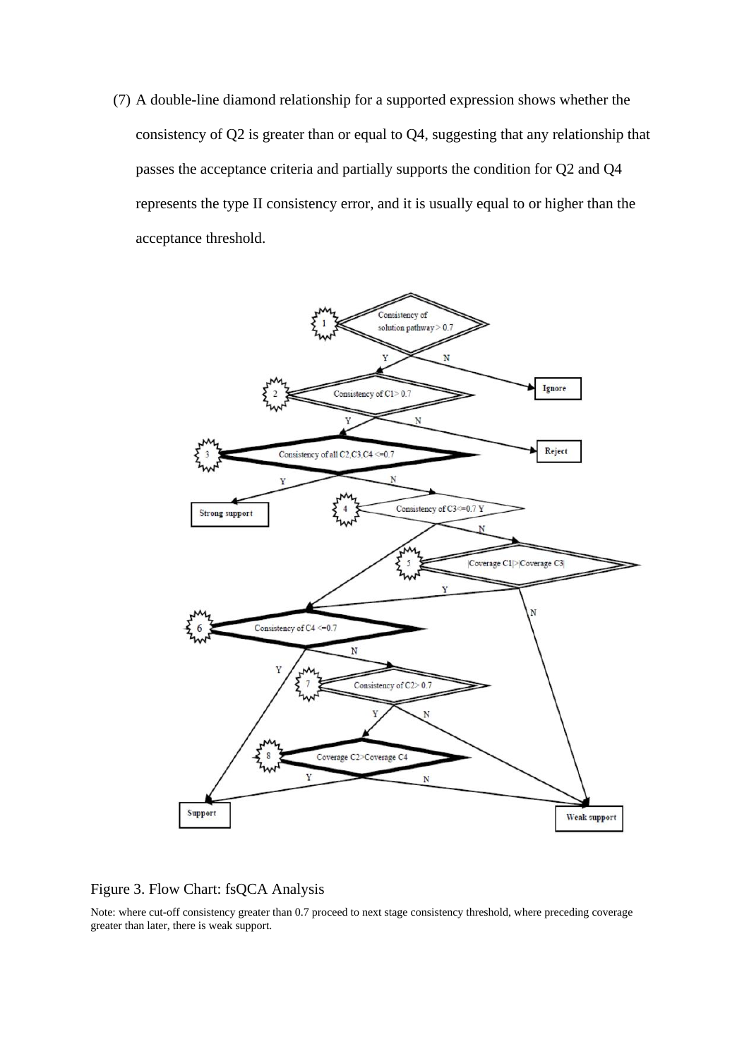(7) A double-line diamond relationship for a supported expression shows whether the consistency of Q2 is greater than or equal to Q4, suggesting that any relationship that passes the acceptance criteria and partially supports the condition for Q2 and Q4 represents the type II consistency error, and it is usually equal to or higher than the acceptance threshold.

Figure 3. Flow Chart: fsQCA Analysis

Note: where cut-off consistency greater than 0.7 proceed to next stage consistency threshold, where preceding coverage greater than later, there is weak support.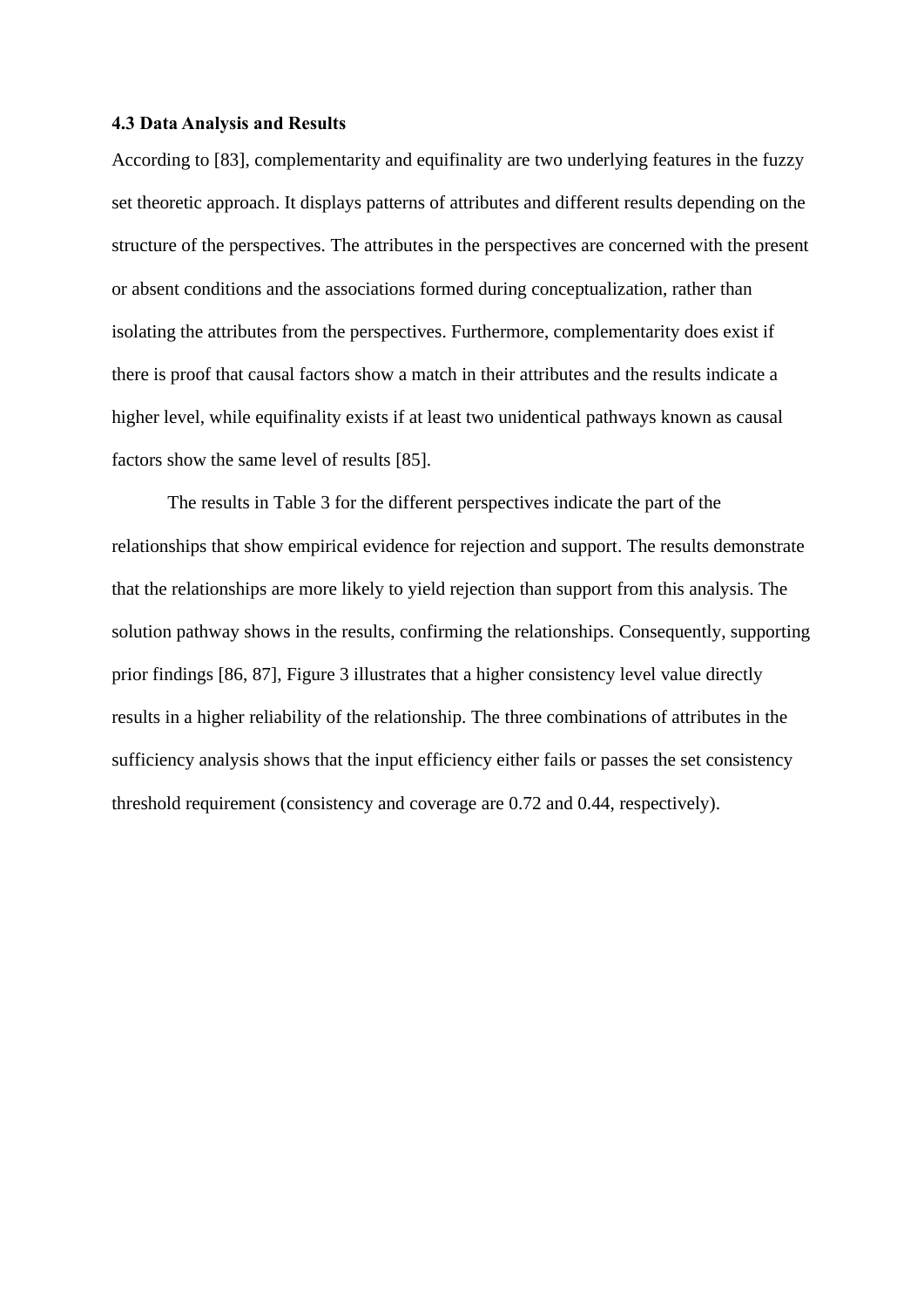### 4.3 Data Analysis and Results

According to [83], complementarity and equifinality are two underlying features in the fuzzy set theoretic approach. It displays patterns of attributes and different results depending on the structure of the perspectives. The attributes in the perspectives are concerned with the present or absent conditions and the associations formed during conceptualization, rather than isolating the attributes from the perspectives. Furthermore, complementarity does exist if there is proof that causal factors show a match in their attributes and the results indicate a higher level, while equifinality exists if at least two unidentical pathways known as causal factors show the same level of results [85].

The results in Table 3 for the different perspectives indicate the part of the relationships that show empirical evidence for rejection and support. The results demonstrate that the relationships are more likely to yield rejection than support from this analysis. The solution pathway shows in the results, confirming the relationships. Consequently, supporting prior findings [86, 87], Figure 3 illustrates that a higher consistency level value directly results in a higher reliability of the relationship. The three combinations of attributes in the sufficiency analysis shows that the input efficiency either fails or passes the set consistency threshold requirement (consistency and coverage are 0.72 and 0.44, respectively).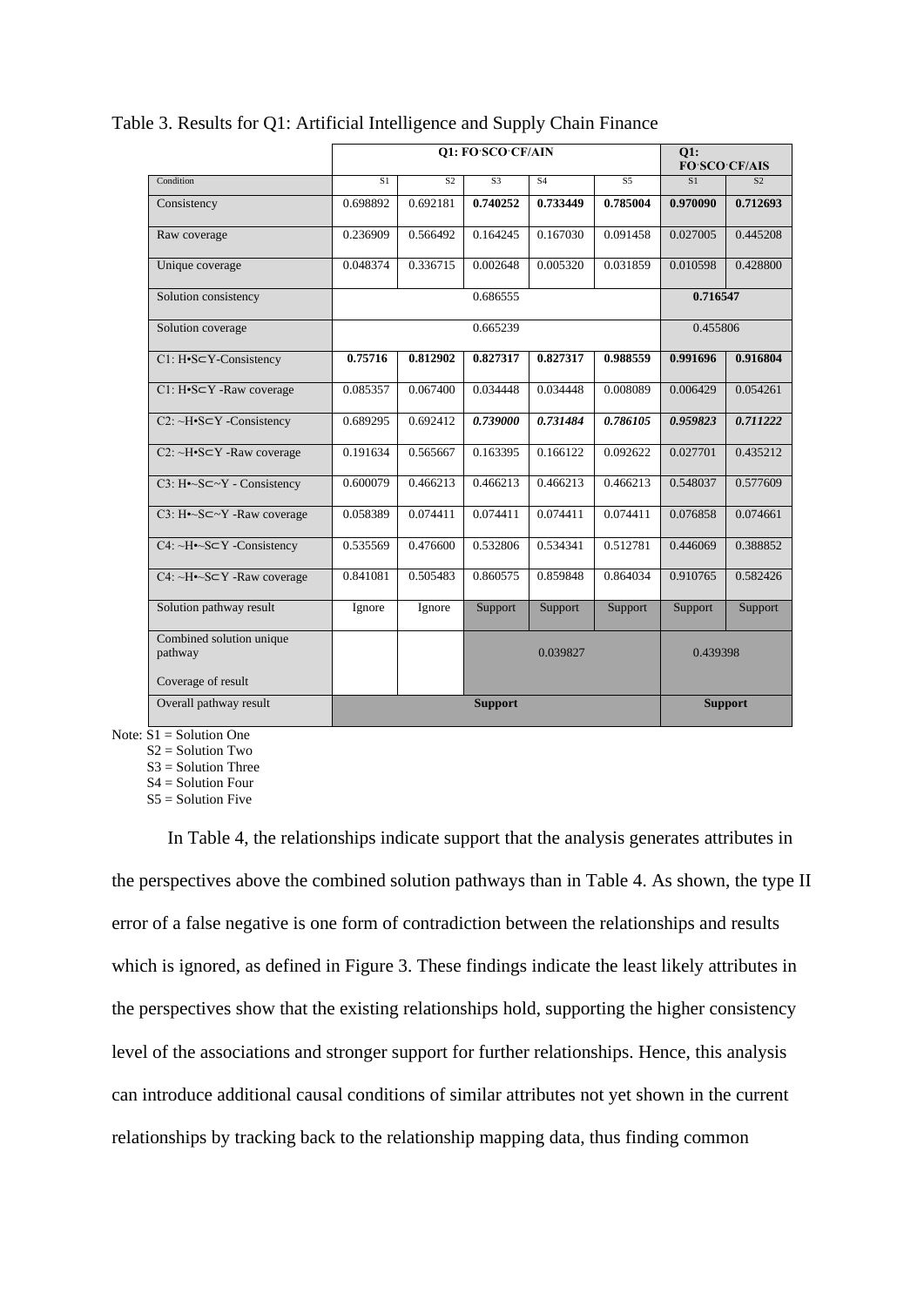Table 3. Results for Q1: Artificial Intelligence and Supply Chain Finance

| | Q1: FO·SCO·CF/AIN | | | | | Q1: FO·SCO·CF/AIS | |
|---|---|---|---|---|---|---|---|
| Condition | S1 | S2 | S3 | S4 | S5 | S1 | S2 |
| Consistency | 0.698892 | 0.692181 | **0.740252** | **0.733449** | **0.785004** | **0.970090** | **0.712693** |
| Raw coverage | 0.236909 | 0.566492 | 0.164245 | 0.167030 | 0.091458 | 0.027005 | 0.445208 |
| Unique coverage | 0.048374 | 0.336715 | 0.002648 | 0.005320 | 0.031859 | 0.010598 | 0.428800 |
| Solution consistency | 0.686555 | | | | | **0.716547** | |
| Solution coverage | 0.665239 | | | | | 0.455806 | |
| C1: H•S⊂Y-Consistency | **0.75716** | **0.812902** | **0.827317** | **0.827317** | **0.988559** | **0.991696** | **0.916804** |
| C1: H•S⊂Y -Raw coverage | 0.085357 | 0.067400 | 0.034448 | 0.034448 | 0.008089 | 0.006429 | 0.054261 |
| C2: ~H•S⊂Y -Consistency | 0.689295 | 0.692412 | ***0.739000*** | ***0.731484*** | ***0.786105*** | ***0.959823*** | ***0.711222*** |
| C2: ~H•S⊂Y -Raw coverage | 0.191634 | 0.565667 | 0.163395 | 0.166122 | 0.092622 | 0.027701 | 0.435212 |
| C3: H•~S⊂~Y - Consistency | 0.600079 | 0.466213 | 0.466213 | 0.466213 | 0.466213 | 0.548037 | 0.577609 |
| C3: H•~S⊂~Y -Raw coverage | 0.058389 | 0.074411 | 0.074411 | 0.074411 | 0.074411 | 0.076858 | 0.074661 |
| C4: ~H•~S⊂Y -Consistency | 0.535569 | 0.476600 | 0.532806 | 0.534341 | 0.512781 | 0.446069 | 0.388852 |
| C4: ~H•~S⊂Y -Raw coverage | 0.841081 | 0.505483 | 0.860575 | 0.859848 | 0.864034 | 0.910765 | 0.582426 |
| Solution pathway result | Ignore | Ignore | Support | Support | Support | Support | Support |
| Combined solution unique pathway<br><br>Coverage of result | | | 0.039827 | | | 0.439398 | |
| Overall pathway result | **Support** | | | | | **Support** | |

Note: S1 = Solution One
S2 = Solution Two
S3 = Solution Three
S4 = Solution Four
S5 = Solution Five

In Table 4, the relationships indicate support that the analysis generates attributes in the perspectives above the combined solution pathways than in Table 4. As shown, the type II error of a false negative is one form of contradiction between the relationships and results which is ignored, as defined in Figure 3. These findings indicate the least likely attributes in the perspectives show that the existing relationships hold, supporting the higher consistency level of the associations and stronger support for further relationships. Hence, this analysis can introduce additional causal conditions of similar attributes not yet shown in the current relationships by tracking back to the relationship mapping data, thus finding common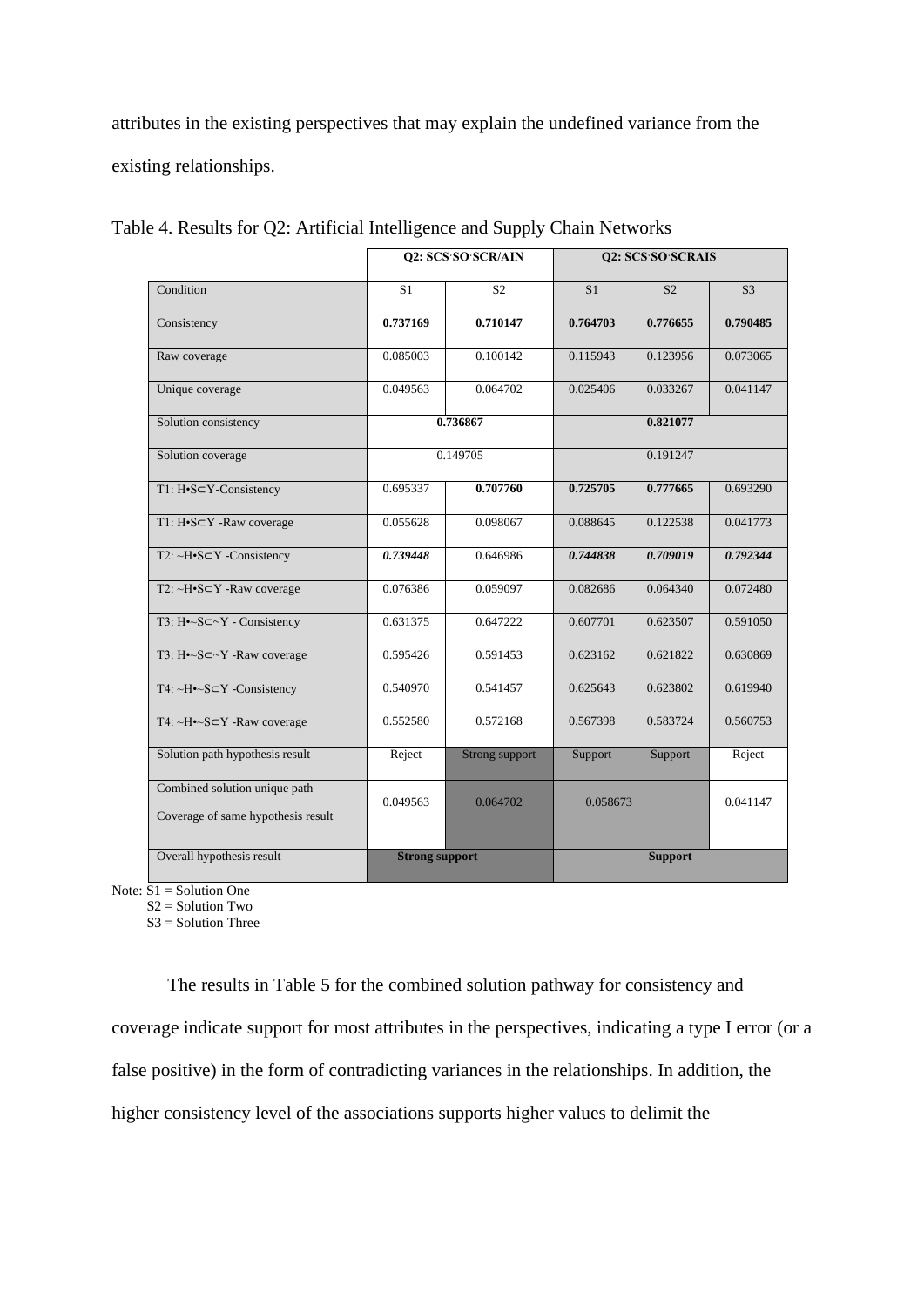attributes in the existing perspectives that may explain the undefined variance from the existing relationships.

Table 4. Results for Q2: Artificial Intelligence and Supply Chain Networks

| | Q2: SCS·SO·SCR/AIN | | Q2: SCS·SO·SCRAIS | | |
|---|---|---|---|---|---|
| Condition | S1 | S2 | S1 | S2 | S3 |
| Consistency | **0.737169** | **0.710147** | **0.764703** | **0.776655** | **0.790485** |
| Raw coverage | 0.085003 | 0.100142 | 0.115943 | 0.123956 | 0.073065 |
| Unique coverage | 0.049563 | 0.064702 | 0.025406 | 0.033267 | 0.041147 |
| Solution consistency | **0.736867** | | **0.821077** | | |
| Solution coverage | 0.149705 | | 0.191247 | | |
| T1: H•S⊂Y-Consistency | 0.695337 | **0.707760** | **0.725705** | **0.777665** | 0.693290 |
| T1: H•S⊂Y -Raw coverage | 0.055628 | 0.098067 | 0.088645 | 0.122538 | 0.041773 |
| T2: ~H•S⊂Y -Consistency | ***0.739448*** | 0.646986 | ***0.744838*** | ***0.709019*** | ***0.792344*** |
| T2: ~H•S⊂Y -Raw coverage | 0.076386 | 0.059097 | 0.082686 | 0.064340 | 0.072480 |
| T3: H•~S⊂~Y - Consistency | 0.631375 | 0.647222 | 0.607701 | 0.623507 | 0.591050 |
| T3: H•~S⊂~Y -Raw coverage | 0.595426 | 0.591453 | 0.623162 | 0.621822 | 0.630869 |
| T4: ~H•~S⊂Y -Consistency | 0.540970 | 0.541457 | 0.625643 | 0.623802 | 0.619940 |
| T4: ~H•~S⊂Y -Raw coverage | 0.552580 | 0.572168 | 0.567398 | 0.583724 | 0.560753 |
| Solution path hypothesis result | Reject | Strong support | Support | Support | Reject |
| Combined solution unique path Coverage of same hypothesis result | 0.049563 | 0.064702 | 0.058673 | | 0.041147 |
| Overall hypothesis result | **Strong support** | | **Support** | | |

Note: S1 = Solution One
S2 = Solution Two
S3 = Solution Three

The results in Table 5 for the combined solution pathway for consistency and coverage indicate support for most attributes in the perspectives, indicating a type I error (or a false positive) in the form of contradicting variances in the relationships. In addition, the higher consistency level of the associations supports higher values to delimit the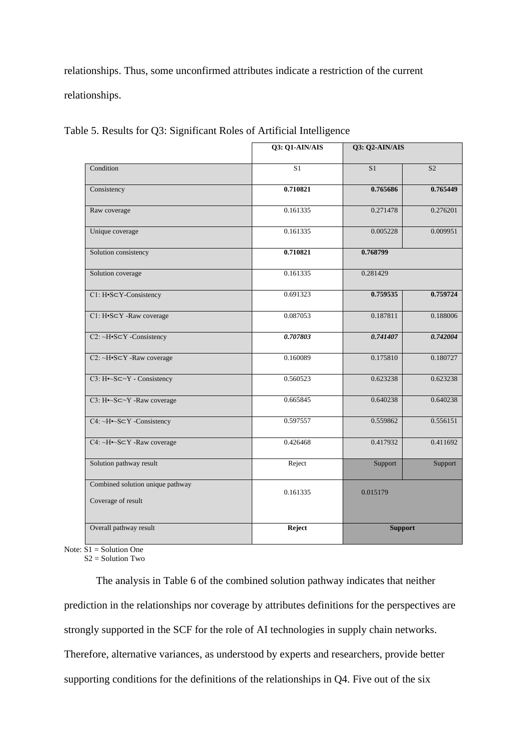relationships. Thus, some unconfirmed attributes indicate a restriction of the current relationships.

Table 5. Results for Q3: Significant Roles of Artificial Intelligence

| | **Q3: Q1-AIN/AIS** | **Q3: Q2-AIN/AIS** | |
|---|---|---|---|
| Condition | S1 | S1 | S2 |
| Consistency | **0.710821** | **0.765686** | **0.765449** |
| Raw coverage | 0.161335 | 0.271478 | 0.276201 |
| Unique coverage | 0.161335 | 0.005228 | 0.009951 |
| Solution consistency | **0.710821** | **0.768799** | |
| Solution coverage | 0.161335 | 0.281429 | |
| C1: H•S⊂Y-Consistency | 0.691323 | **0.759535** | **0.759724** |
| C1: H•S⊂Y -Raw coverage | 0.087053 | 0.187811 | 0.188006 |
| C2: ~H•S⊂Y -Consistency | ***0.707803*** | ***0.741407*** | ***0.742004*** |
| C2: ~H•S⊂Y -Raw coverage | 0.160089 | 0.175810 | 0.180727 |
| C3: H•~S⊂~Y - Consistency | 0.560523 | 0.623238 | 0.623238 |
| C3: H•~S⊂~Y -Raw coverage | 0.665845 | 0.640238 | 0.640238 |
| C4: ~H•~S⊂Y -Consistency | 0.597557 | 0.559862 | 0.556151 |
| C4: ~H•~S⊂Y -Raw coverage | 0.426468 | 0.417932 | 0.411692 |
| Solution pathway result | Reject | Support | Support |
| Combined solution unique pathway Coverage of result | 0.161335 | 0.015179 | |
| Overall pathway result | **Reject** | **Support** | |

Note: S1 = Solution One
S2 = Solution Two

The analysis in Table 6 of the combined solution pathway indicates that neither prediction in the relationships nor coverage by attributes definitions for the perspectives are strongly supported in the SCF for the role of AI technologies in supply chain networks. Therefore, alternative variances, as understood by experts and researchers, provide better supporting conditions for the definitions of the relationships in Q4. Five out of the six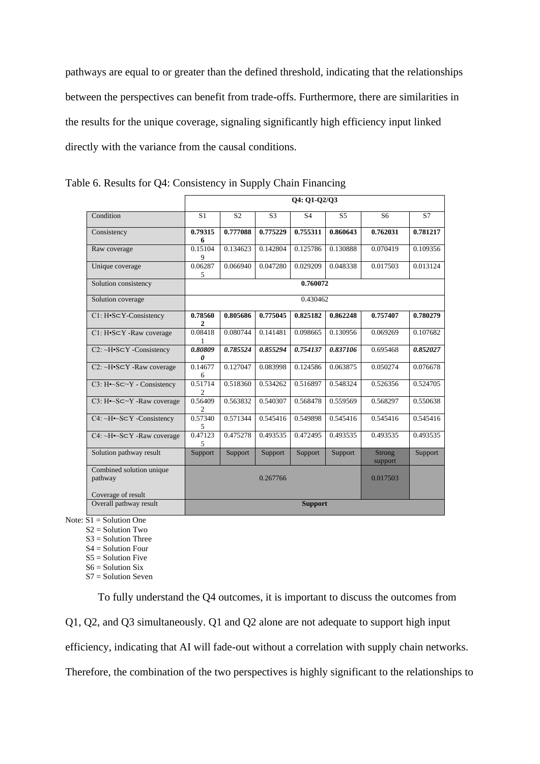pathways are equal to or greater than the defined threshold, indicating that the relationships between the perspectives can benefit from trade-offs. Furthermore, there are similarities in the results for the unique coverage, signaling significantly high efficiency input linked directly with the variance from the causal conditions.

Table 6. Results for Q4: Consistency in Supply Chain Financing

| | Q4: Q1-Q2/Q3 | | | | | | |
|---|---|---|---|---|---|---|---|
| Condition | S1 | S2 | S3 | S4 | S5 | S6 | S7 |
| Consistency | **0.793156** | **0.777088** | **0.775229** | **0.755311** | **0.860643** | **0.762031** | **0.781217** |
| Raw coverage | 0.151049 | 0.134623 | 0.142804 | 0.125786 | 0.130888 | 0.070419 | 0.109356 |
| Unique coverage | 0.062875 | 0.066940 | 0.047280 | 0.029209 | 0.048338 | 0.017503 | 0.013124 |
| Solution consistency | **0.760072** | | | | | | |
| Solution coverage | 0.430462 | | | | | | |
| C1: H•S⊂Y-Consistency | **0.785602** | **0.805686** | **0.775045** | **0.825182** | **0.862248** | **0.757407** | **0.780279** |
| C1: H•S⊂Y -Raw coverage | 0.084181 | 0.080744 | 0.141481 | 0.098665 | 0.130956 | 0.069269 | 0.107682 |
| C2: ~H•S⊂Y -Consistency | ***0.808090*** | ***0.785524*** | ***0.855294*** | ***0.754137*** | ***0.837106*** | 0.695468 | ***0.852027*** |
| C2: ~H•S⊂Y -Raw coverage | 0.146776 | 0.127047 | 0.083998 | 0.124586 | 0.063875 | 0.050274 | 0.076678 |
| C3: H•~S⊂~Y - Consistency | 0.517142 | 0.518360 | 0.534262 | 0.516897 | 0.548324 | 0.526356 | 0.524705 |
| C3: H•~S⊂~Y -Raw coverage | 0.564092 | 0.563832 | 0.540307 | 0.568478 | 0.559569 | 0.568297 | 0.550638 |
| C4: ~H•~S⊂Y -Consistency | 0.573405 | 0.571344 | 0.545416 | 0.549898 | 0.545416 | 0.545416 | 0.545416 |
| C4: ~H•~S⊂Y -Raw coverage | 0.471235 | 0.475278 | 0.493535 | 0.472495 | 0.493535 | 0.493535 | 0.493535 |
| Solution pathway result | Support | Support | Support | Support | Support | Strong support | Support |
| Combined solution unique pathway<br><br>Coverage of result | 0.267766 | | | | | 0.017503 | |
| Overall pathway result | **Support** | | | | | | |

Note: S1 = Solution One
S2 = Solution Two
S3 = Solution Three
S4 = Solution Four
S5 = Solution Five
S6 = Solution Six
S7 = Solution Seven

To fully understand the Q4 outcomes, it is important to discuss the outcomes from Q1, Q2, and Q3 simultaneously. Q1 and Q2 alone are not adequate to support high input efficiency, indicating that AI will fade-out without a correlation with supply chain networks. Therefore, the combination of the two perspectives is highly significant to the relationships to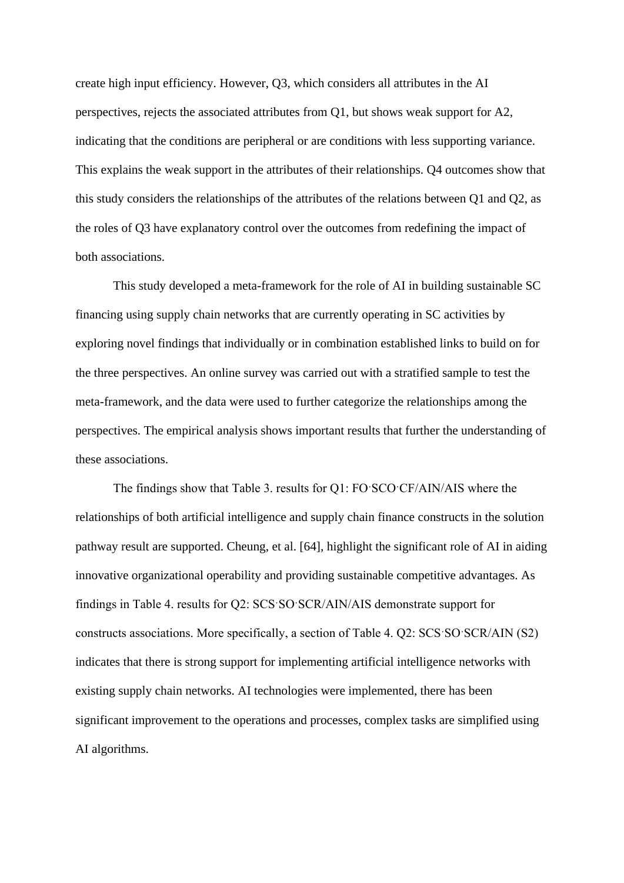create high input efficiency. However, Q3, which considers all attributes in the AI perspectives, rejects the associated attributes from Q1, but shows weak support for A2, indicating that the conditions are peripheral or are conditions with less supporting variance. This explains the weak support in the attributes of their relationships. Q4 outcomes show that this study considers the relationships of the attributes of the relations between Q1 and Q2, as the roles of Q3 have explanatory control over the outcomes from redefining the impact of both associations.

This study developed a meta-framework for the role of AI in building sustainable SC financing using supply chain networks that are currently operating in SC activities by exploring novel findings that individually or in combination established links to build on for the three perspectives. An online survey was carried out with a stratified sample to test the meta-framework, and the data were used to further categorize the relationships among the perspectives. The empirical analysis shows important results that further the understanding of these associations.

The findings show that Table 3. results for Q1: FO·SCO·CF/AIN/AIS where the relationships of both artificial intelligence and supply chain finance constructs in the solution pathway result are supported. Cheung, et al. [64], highlight the significant role of AI in aiding innovative organizational operability and providing sustainable competitive advantages. As findings in Table 4. results for Q2: SCS·SO·SCR/AIN/AIS demonstrate support for constructs associations. More specifically, a section of Table 4. Q2: SCS·SO·SCR/AIN (S2) indicates that there is strong support for implementing artificial intelligence networks with existing supply chain networks. AI technologies were implemented, there has been significant improvement to the operations and processes, complex tasks are simplified using AI algorithms.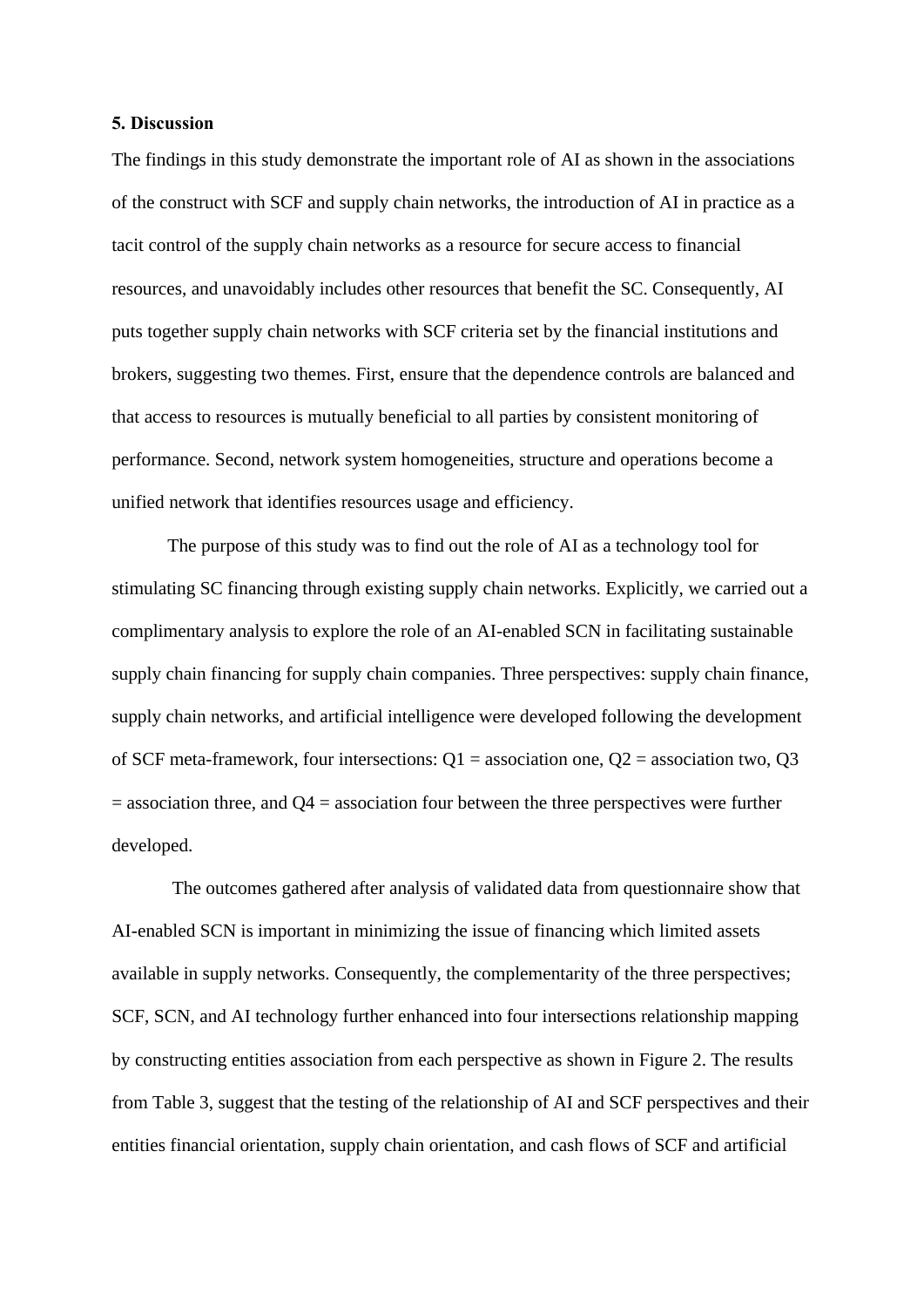**5. Discussion**

The findings in this study demonstrate the important role of AI as shown in the associations of the construct with SCF and supply chain networks, the introduction of AI in practice as a tacit control of the supply chain networks as a resource for secure access to financial resources, and unavoidably includes other resources that benefit the SC. Consequently, AI puts together supply chain networks with SCF criteria set by the financial institutions and brokers, suggesting two themes. First, ensure that the dependence controls are balanced and that access to resources is mutually beneficial to all parties by consistent monitoring of performance. Second, network system homogeneities, structure and operations become a unified network that identifies resources usage and efficiency.

The purpose of this study was to find out the role of AI as a technology tool for stimulating SC financing through existing supply chain networks. Explicitly, we carried out a complimentary analysis to explore the role of an AI-enabled SCN in facilitating sustainable supply chain financing for supply chain companies. Three perspectives: supply chain finance, supply chain networks, and artificial intelligence were developed following the development of SCF meta-framework, four intersections: Q1 = association one, Q2 = association two, Q3 = association three, and Q4 = association four between the three perspectives were further developed.

The outcomes gathered after analysis of validated data from questionnaire show that AI-enabled SCN is important in minimizing the issue of financing which limited assets available in supply networks. Consequently, the complementarity of the three perspectives; SCF, SCN, and AI technology further enhanced into four intersections relationship mapping by constructing entities association from each perspective as shown in Figure 2. The results from Table 3, suggest that the testing of the relationship of AI and SCF perspectives and their entities financial orientation, supply chain orientation, and cash flows of SCF and artificial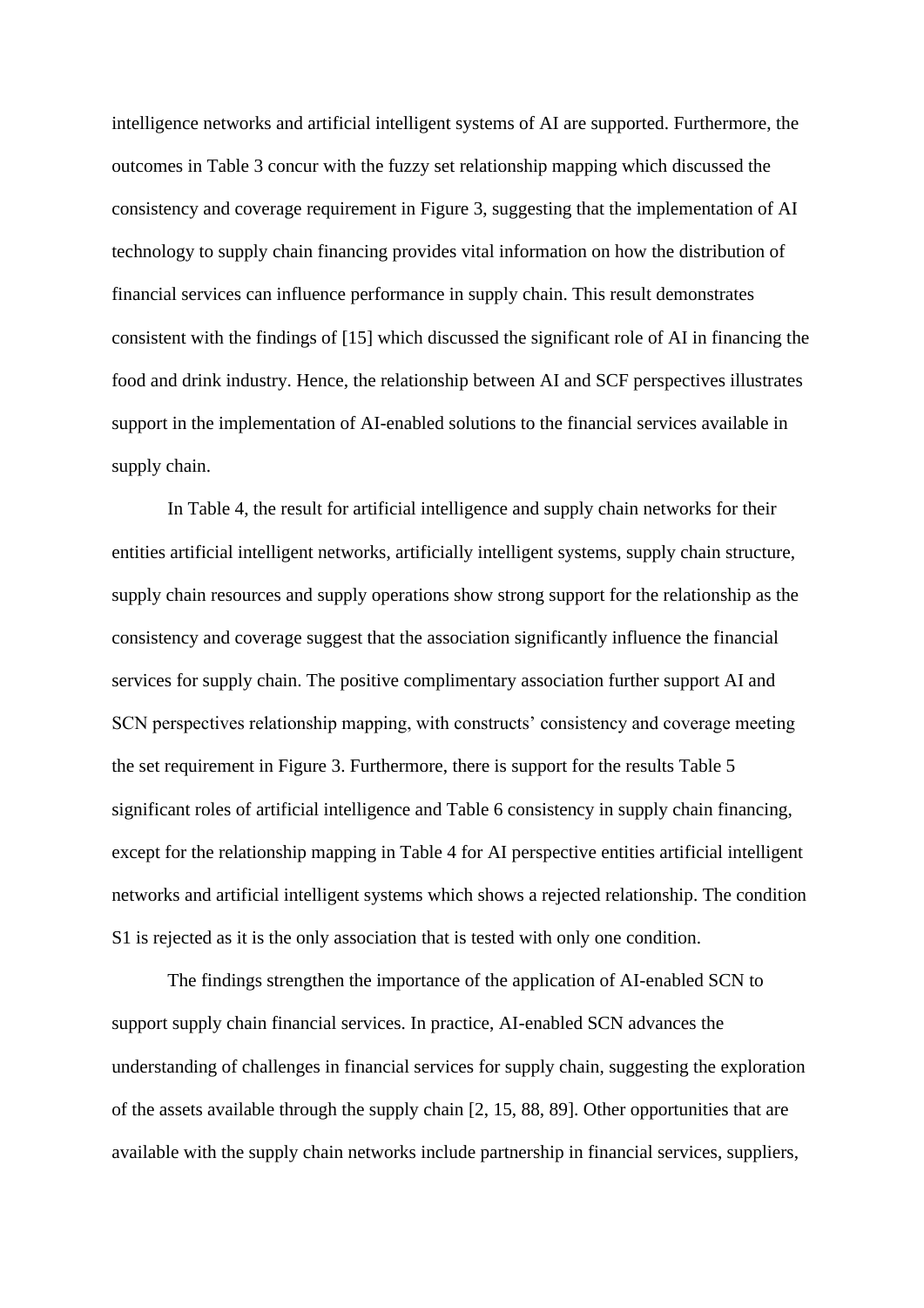intelligence networks and artificial intelligent systems of AI are supported. Furthermore, the outcomes in Table 3 concur with the fuzzy set relationship mapping which discussed the consistency and coverage requirement in Figure 3, suggesting that the implementation of AI technology to supply chain financing provides vital information on how the distribution of financial services can influence performance in supply chain. This result demonstrates consistent with the findings of [15] which discussed the significant role of AI in financing the food and drink industry. Hence, the relationship between AI and SCF perspectives illustrates support in the implementation of AI-enabled solutions to the financial services available in supply chain.

In Table 4, the result for artificial intelligence and supply chain networks for their entities artificial intelligent networks, artificially intelligent systems, supply chain structure, supply chain resources and supply operations show strong support for the relationship as the consistency and coverage suggest that the association significantly influence the financial services for supply chain. The positive complimentary association further support AI and SCN perspectives relationship mapping, with constructs' consistency and coverage meeting the set requirement in Figure 3. Furthermore, there is support for the results Table 5 significant roles of artificial intelligence and Table 6 consistency in supply chain financing, except for the relationship mapping in Table 4 for AI perspective entities artificial intelligent networks and artificial intelligent systems which shows a rejected relationship. The condition S1 is rejected as it is the only association that is tested with only one condition.

The findings strengthen the importance of the application of AI-enabled SCN to support supply chain financial services. In practice, AI-enabled SCN advances the understanding of challenges in financial services for supply chain, suggesting the exploration of the assets available through the supply chain [2, 15, 88, 89]. Other opportunities that are available with the supply chain networks include partnership in financial services, suppliers,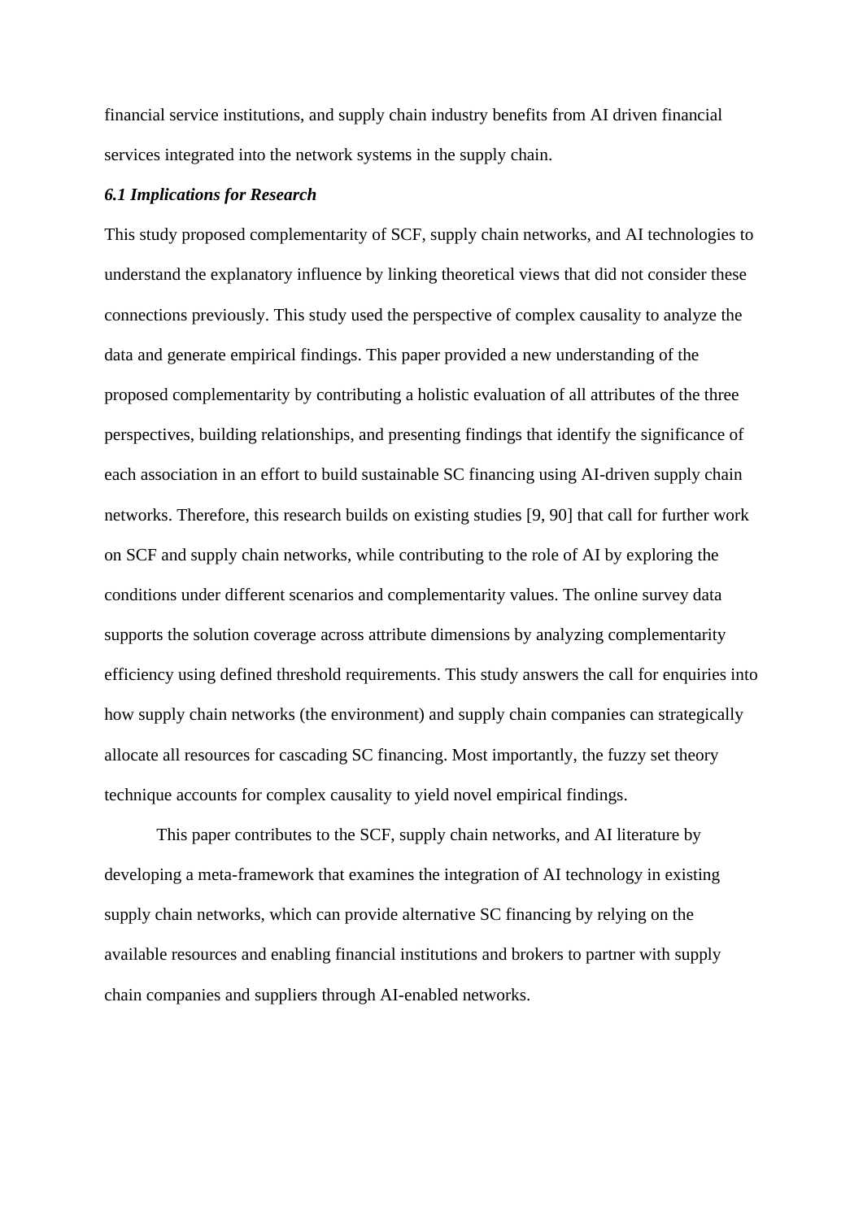financial service institutions, and supply chain industry benefits from AI driven financial services integrated into the network systems in the supply chain.

### *6.1 Implications for Research*

This study proposed complementarity of SCF, supply chain networks, and AI technologies to understand the explanatory influence by linking theoretical views that did not consider these connections previously. This study used the perspective of complex causality to analyze the data and generate empirical findings. This paper provided a new understanding of the proposed complementarity by contributing a holistic evaluation of all attributes of the three perspectives, building relationships, and presenting findings that identify the significance of each association in an effort to build sustainable SC financing using AI-driven supply chain networks. Therefore, this research builds on existing studies [9, 90] that call for further work on SCF and supply chain networks, while contributing to the role of AI by exploring the conditions under different scenarios and complementarity values. The online survey data supports the solution coverage across attribute dimensions by analyzing complementarity efficiency using defined threshold requirements. This study answers the call for enquiries into how supply chain networks (the environment) and supply chain companies can strategically allocate all resources for cascading SC financing. Most importantly, the fuzzy set theory technique accounts for complex causality to yield novel empirical findings.

This paper contributes to the SCF, supply chain networks, and AI literature by developing a meta-framework that examines the integration of AI technology in existing supply chain networks, which can provide alternative SC financing by relying on the available resources and enabling financial institutions and brokers to partner with supply chain companies and suppliers through AI-enabled networks.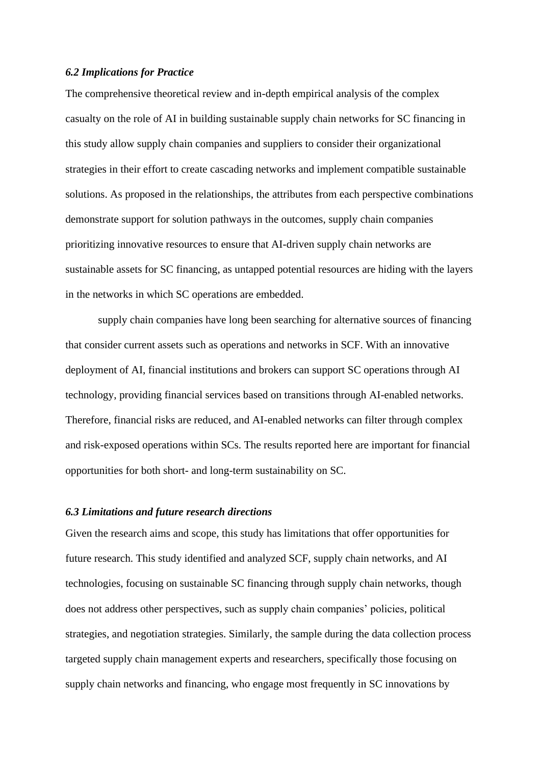### *6.2 Implications for Practice*

The comprehensive theoretical review and in-depth empirical analysis of the complex casualty on the role of AI in building sustainable supply chain networks for SC financing in this study allow supply chain companies and suppliers to consider their organizational strategies in their effort to create cascading networks and implement compatible sustainable solutions. As proposed in the relationships, the attributes from each perspective combinations demonstrate support for solution pathways in the outcomes, supply chain companies prioritizing innovative resources to ensure that AI-driven supply chain networks are sustainable assets for SC financing, as untapped potential resources are hiding with the layers in the networks in which SC operations are embedded.

supply chain companies have long been searching for alternative sources of financing that consider current assets such as operations and networks in SCF. With an innovative deployment of AI, financial institutions and brokers can support SC operations through AI technology, providing financial services based on transitions through AI-enabled networks. Therefore, financial risks are reduced, and AI-enabled networks can filter through complex and risk-exposed operations within SCs. The results reported here are important for financial opportunities for both short- and long-term sustainability on SC.

### *6.3 Limitations and future research directions*

Given the research aims and scope, this study has limitations that offer opportunities for future research. This study identified and analyzed SCF, supply chain networks, and AI technologies, focusing on sustainable SC financing through supply chain networks, though does not address other perspectives, such as supply chain companies' policies, political strategies, and negotiation strategies. Similarly, the sample during the data collection process targeted supply chain management experts and researchers, specifically those focusing on supply chain networks and financing, who engage most frequently in SC innovations by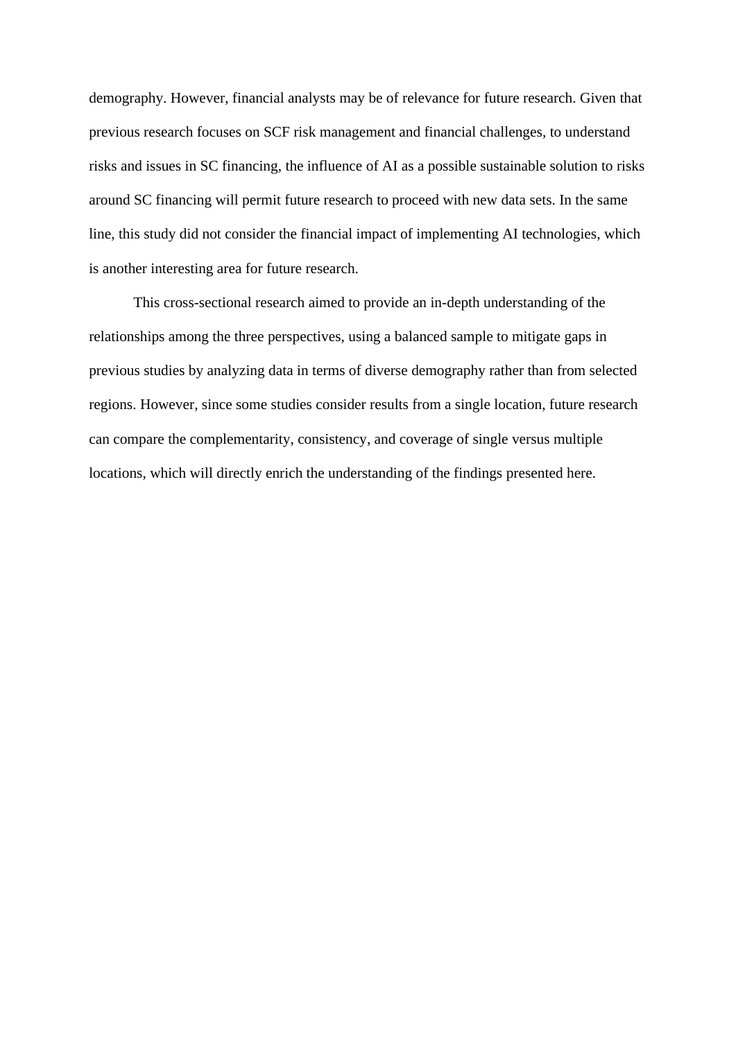demography. However, financial analysts may be of relevance for future research. Given that previous research focuses on SCF risk management and financial challenges, to understand risks and issues in SC financing, the influence of AI as a possible sustainable solution to risks around SC financing will permit future research to proceed with new data sets. In the same line, this study did not consider the financial impact of implementing AI technologies, which is another interesting area for future research.

This cross-sectional research aimed to provide an in-depth understanding of the relationships among the three perspectives, using a balanced sample to mitigate gaps in previous studies by analyzing data in terms of diverse demography rather than from selected regions. However, since some studies consider results from a single location, future research can compare the complementarity, consistency, and coverage of single versus multiple locations, which will directly enrich the understanding of the findings presented here.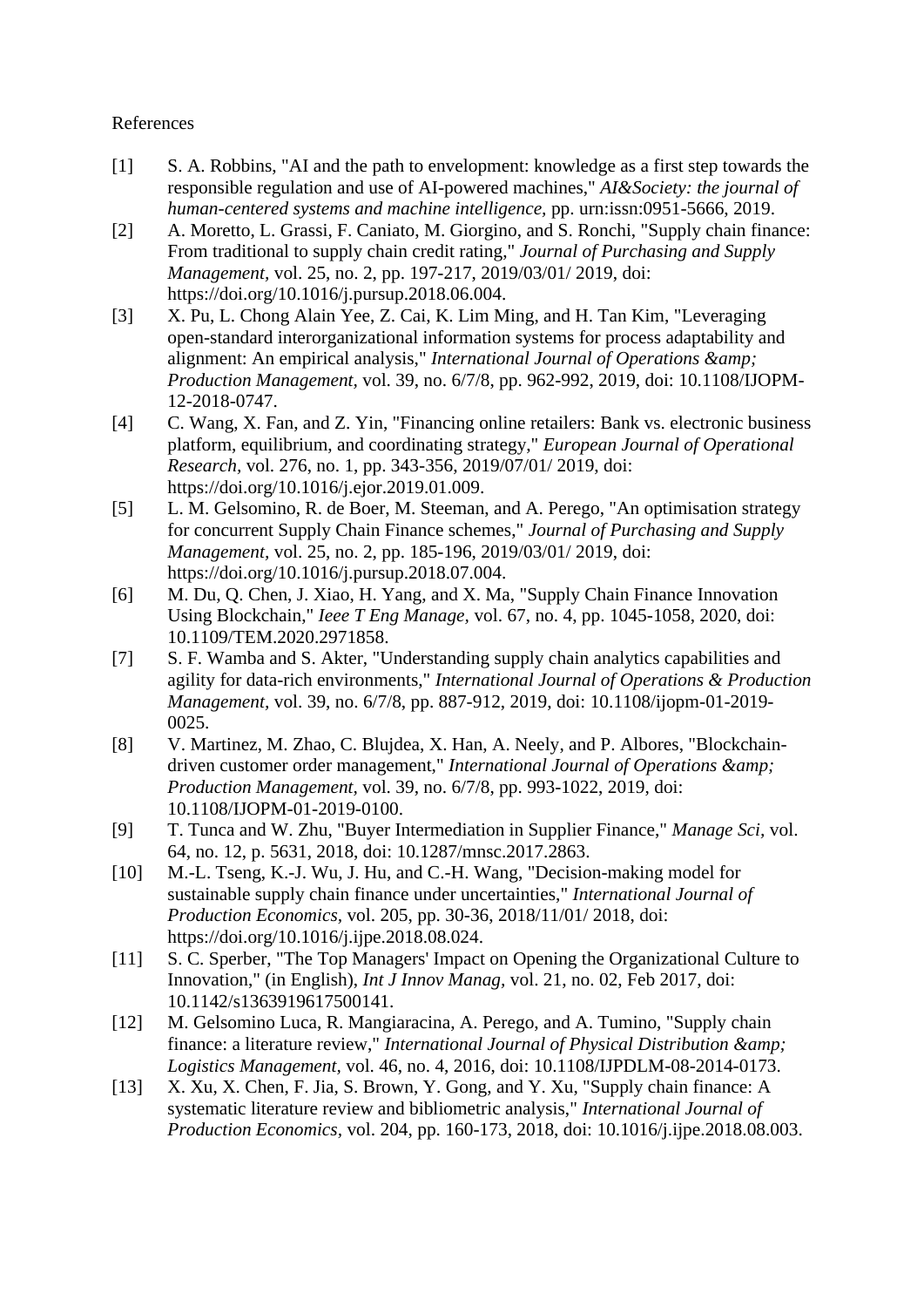References

[1] S. A. Robbins, "AI and the path to envelopment: knowledge as a first step towards the responsible regulation and use of AI-powered machines," *AI&Society: the journal of human-centered systems and machine intelligence,* pp. urn:issn:0951-5666, 2019.

[2] A. Moretto, L. Grassi, F. Caniato, M. Giorgino, and S. Ronchi, "Supply chain finance: From traditional to supply chain credit rating," *Journal of Purchasing and Supply Management*, vol. 25, no. 2, pp. 197-217, 2019/03/01/ 2019, doi: https://doi.org/10.1016/j.pursup.2018.06.004.

[3] X. Pu, L. Chong Alain Yee, Z. Cai, K. Lim Ming, and H. Tan Kim, "Leveraging open-standard interorganizational information systems for process adaptability and alignment: An empirical analysis," *International Journal of Operations &amp; Production Management*, vol. 39, no. 6/7/8, pp. 962-992, 2019, doi: 10.1108/IJOPM-12-2018-0747.

[4] C. Wang, X. Fan, and Z. Yin, "Financing online retailers: Bank vs. electronic business platform, equilibrium, and coordinating strategy," *European Journal of Operational Research*, vol. 276, no. 1, pp. 343-356, 2019/07/01/ 2019, doi: https://doi.org/10.1016/j.ejor.2019.01.009.

[5] L. M. Gelsomino, R. de Boer, M. Steeman, and A. Perego, "An optimisation strategy for concurrent Supply Chain Finance schemes," *Journal of Purchasing and Supply Management*, vol. 25, no. 2, pp. 185-196, 2019/03/01/ 2019, doi: https://doi.org/10.1016/j.pursup.2018.07.004.

[6] M. Du, Q. Chen, J. Xiao, H. Yang, and X. Ma, "Supply Chain Finance Innovation Using Blockchain," *Ieee T Eng Manage*, vol. 67, no. 4, pp. 1045-1058, 2020, doi: 10.1109/TEM.2020.2971858.

[7] S. F. Wamba and S. Akter, "Understanding supply chain analytics capabilities and agility for data-rich environments," *International Journal of Operations & Production Management*, vol. 39, no. 6/7/8, pp. 887-912, 2019, doi: 10.1108/ijopm-01-2019-0025.

[8] V. Martinez, M. Zhao, C. Blujdea, X. Han, A. Neely, and P. Albores, "Blockchain-driven customer order management," *International Journal of Operations &amp; Production Management*, vol. 39, no. 6/7/8, pp. 993-1022, 2019, doi: 10.1108/IJOPM-01-2019-0100.

[9] T. Tunca and W. Zhu, "Buyer Intermediation in Supplier Finance," *Manage Sci*, vol. 64, no. 12, p. 5631, 2018, doi: 10.1287/mnsc.2017.2863.

[10] M.-L. Tseng, K.-J. Wu, J. Hu, and C.-H. Wang, "Decision-making model for sustainable supply chain finance under uncertainties," *International Journal of Production Economics*, vol. 205, pp. 30-36, 2018/11/01/ 2018, doi: https://doi.org/10.1016/j.ijpe.2018.08.024.

[11] S. C. Sperber, "The Top Managers' Impact on Opening the Organizational Culture to Innovation," (in English), *Int J Innov Manag*, vol. 21, no. 02, Feb 2017, doi: 10.1142/s1363919617500141.

[12] M. Gelsomino Luca, R. Mangiaracina, A. Perego, and A. Tumino, "Supply chain finance: a literature review," *International Journal of Physical Distribution &amp; Logistics Management*, vol. 46, no. 4, 2016, doi: 10.1108/IJPDLM-08-2014-0173.

[13] X. Xu, X. Chen, F. Jia, S. Brown, Y. Gong, and Y. Xu, "Supply chain finance: A systematic literature review and bibliometric analysis," *International Journal of Production Economics*, vol. 204, pp. 160-173, 2018, doi: 10.1016/j.ijpe.2018.08.003.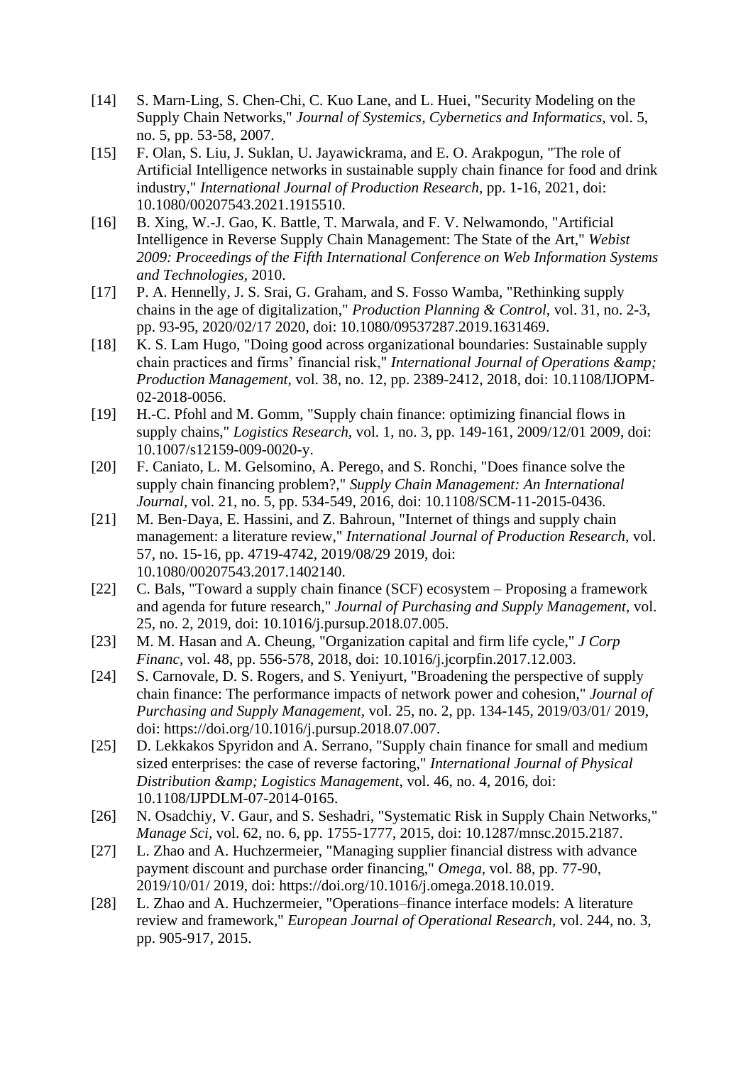[14] S. Marn-Ling, S. Chen-Chi, C. Kuo Lane, and L. Huei, "Security Modeling on the Supply Chain Networks," *Journal of Systemics, Cybernetics and Informatics*, vol. 5, no. 5, pp. 53-58, 2007.

[15] F. Olan, S. Liu, J. Suklan, U. Jayawickrama, and E. O. Arakpogun, "The role of Artificial Intelligence networks in sustainable supply chain finance for food and drink industry," *International Journal of Production Research*, pp. 1-16, 2021, doi: 10.1080/00207543.2021.1915510.

[16] B. Xing, W.-J. Gao, K. Battle, T. Marwala, and F. V. Nelwamondo, "Artificial Intelligence in Reverse Supply Chain Management: The State of the Art," *Webist 2009: Proceedings of the Fifth International Conference on Web Information Systems and Technologies*, 2010.

[17] P. A. Hennelly, J. S. Srai, G. Graham, and S. Fosso Wamba, "Rethinking supply chains in the age of digitalization," *Production Planning & Control*, vol. 31, no. 2-3, pp. 93-95, 2020/02/17 2020, doi: 10.1080/09537287.2019.1631469.

[18] K. S. Lam Hugo, "Doing good across organizational boundaries: Sustainable supply chain practices and firms' financial risk," *International Journal of Operations &amp; Production Management*, vol. 38, no. 12, pp. 2389-2412, 2018, doi: 10.1108/IJOPM-02-2018-0056.

[19] H.-C. Pfohl and M. Gomm, "Supply chain finance: optimizing financial flows in supply chains," *Logistics Research*, vol. 1, no. 3, pp. 149-161, 2009/12/01 2009, doi: 10.1007/s12159-009-0020-y.

[20] F. Caniato, L. M. Gelsomino, A. Perego, and S. Ronchi, "Does finance solve the supply chain financing problem?," *Supply Chain Management: An International Journal*, vol. 21, no. 5, pp. 534-549, 2016, doi: 10.1108/SCM-11-2015-0436.

[21] M. Ben-Daya, E. Hassini, and Z. Bahroun, "Internet of things and supply chain management: a literature review," *International Journal of Production Research*, vol. 57, no. 15-16, pp. 4719-4742, 2019/08/29 2019, doi: 10.1080/00207543.2017.1402140.

[22] C. Bals, "Toward a supply chain finance (SCF) ecosystem – Proposing a framework and agenda for future research," *Journal of Purchasing and Supply Management*, vol. 25, no. 2, 2019, doi: 10.1016/j.pursup.2018.07.005.

[23] M. M. Hasan and A. Cheung, "Organization capital and firm life cycle," *J Corp Financ*, vol. 48, pp. 556-578, 2018, doi: 10.1016/j.jcorpfin.2017.12.003.

[24] S. Carnovale, D. S. Rogers, and S. Yeniyurt, "Broadening the perspective of supply chain finance: The performance impacts of network power and cohesion," *Journal of Purchasing and Supply Management*, vol. 25, no. 2, pp. 134-145, 2019/03/01/ 2019, doi: https://doi.org/10.1016/j.pursup.2018.07.007.

[25] D. Lekkakos Spyridon and A. Serrano, "Supply chain finance for small and medium sized enterprises: the case of reverse factoring," *International Journal of Physical Distribution &amp; Logistics Management*, vol. 46, no. 4, 2016, doi: 10.1108/IJPDLM-07-2014-0165.

[26] N. Osadchiy, V. Gaur, and S. Seshadri, "Systematic Risk in Supply Chain Networks," *Manage Sci*, vol. 62, no. 6, pp. 1755-1777, 2015, doi: 10.1287/mnsc.2015.2187.

[27] L. Zhao and A. Huchzermeier, "Managing supplier financial distress with advance payment discount and purchase order financing," *Omega*, vol. 88, pp. 77-90, 2019/10/01/ 2019, doi: https://doi.org/10.1016/j.omega.2018.10.019.

[28] L. Zhao and A. Huchzermeier, "Operations–finance interface models: A literature review and framework," *European Journal of Operational Research*, vol. 244, no. 3, pp. 905-917, 2015.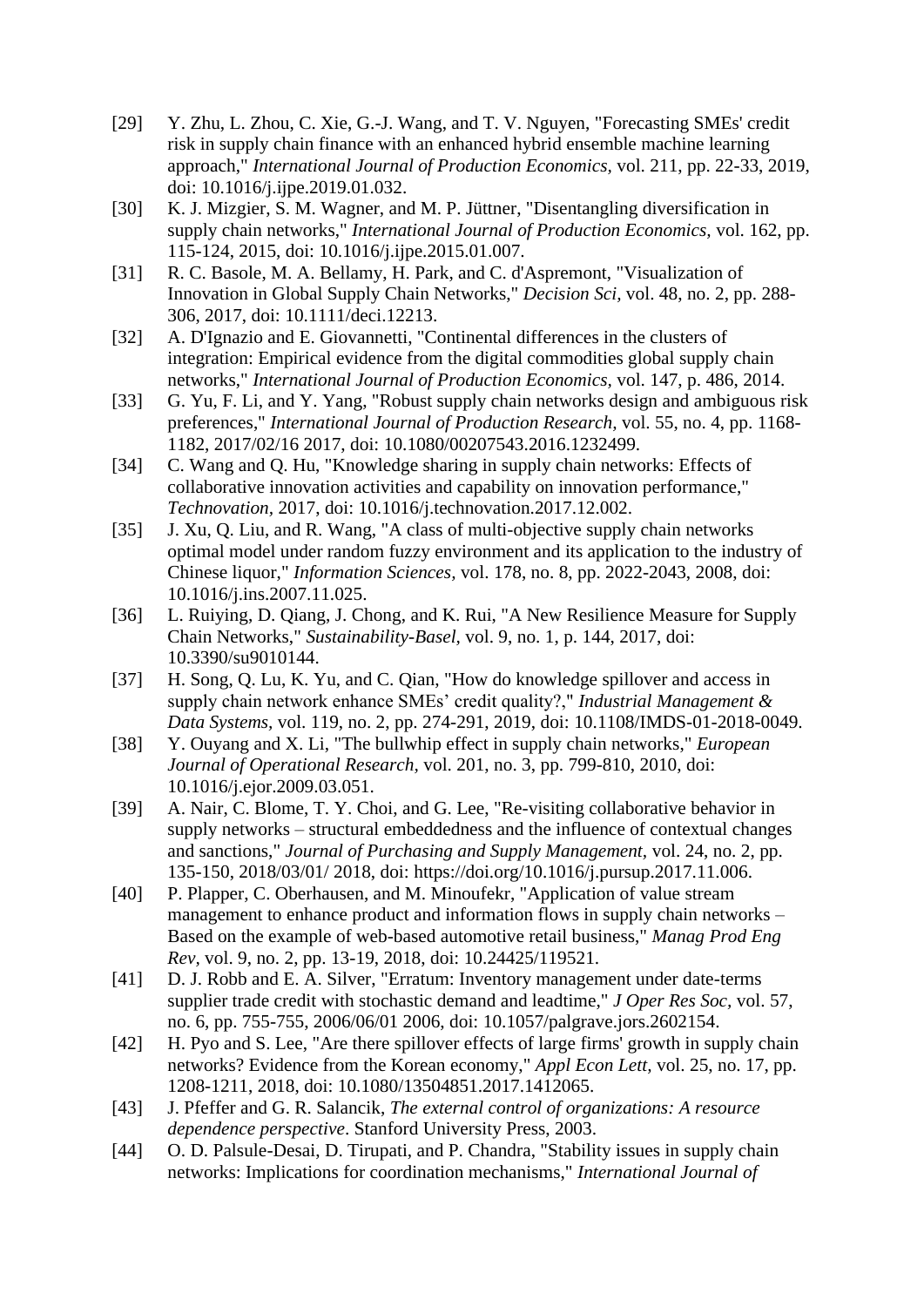[29] Y. Zhu, L. Zhou, C. Xie, G.-J. Wang, and T. V. Nguyen, "Forecasting SMEs' credit risk in supply chain finance with an enhanced hybrid ensemble machine learning approach," *International Journal of Production Economics,* vol. 211, pp. 22-33, 2019, doi: 10.1016/j.ijpe.2019.01.032.

[30] K. J. Mizgier, S. M. Wagner, and M. P. Jüttner, "Disentangling diversification in supply chain networks," *International Journal of Production Economics,* vol. 162, pp. 115-124, 2015, doi: 10.1016/j.ijpe.2015.01.007.

[31] R. C. Basole, M. A. Bellamy, H. Park, and C. d'Aspremont, "Visualization of Innovation in Global Supply Chain Networks," *Decision Sci,* vol. 48, no. 2, pp. 288-306, 2017, doi: 10.1111/deci.12213.

[32] A. D'Ignazio and E. Giovannetti, "Continental differences in the clusters of integration: Empirical evidence from the digital commodities global supply chain networks," *International Journal of Production Economics,* vol. 147, p. 486, 2014.

[33] G. Yu, F. Li, and Y. Yang, "Robust supply chain networks design and ambiguous risk preferences," *International Journal of Production Research,* vol. 55, no. 4, pp. 1168-1182, 2017/02/16 2017, doi: 10.1080/00207543.2016.1232499.

[34] C. Wang and Q. Hu, "Knowledge sharing in supply chain networks: Effects of collaborative innovation activities and capability on innovation performance," *Technovation,* 2017, doi: 10.1016/j.technovation.2017.12.002.

[35] J. Xu, Q. Liu, and R. Wang, "A class of multi-objective supply chain networks optimal model under random fuzzy environment and its application to the industry of Chinese liquor," *Information Sciences,* vol. 178, no. 8, pp. 2022-2043, 2008, doi: 10.1016/j.ins.2007.11.025.

[36] L. Ruiying, D. Qiang, J. Chong, and K. Rui, "A New Resilience Measure for Supply Chain Networks," *Sustainability-Basel,* vol. 9, no. 1, p. 144, 2017, doi: 10.3390/su9010144.

[37] H. Song, Q. Lu, K. Yu, and C. Qian, "How do knowledge spillover and access in supply chain network enhance SMEs' credit quality?," *Industrial Management & Data Systems,* vol. 119, no. 2, pp. 274-291, 2019, doi: 10.1108/IMDS-01-2018-0049.

[38] Y. Ouyang and X. Li, "The bullwhip effect in supply chain networks," *European Journal of Operational Research,* vol. 201, no. 3, pp. 799-810, 2010, doi: 10.1016/j.ejor.2009.03.051.

[39] A. Nair, C. Blome, T. Y. Choi, and G. Lee, "Re-visiting collaborative behavior in supply networks – structural embeddedness and the influence of contextual changes and sanctions," *Journal of Purchasing and Supply Management,* vol. 24, no. 2, pp. 135-150, 2018/03/01/ 2018, doi: https://doi.org/10.1016/j.pursup.2017.11.006.

[40] P. Plapper, C. Oberhausen, and M. Minoufekr, "Application of value stream management to enhance product and information flows in supply chain networks – Based on the example of web-based automotive retail business," *Manag Prod Eng Rev,* vol. 9, no. 2, pp. 13-19, 2018, doi: 10.24425/119521.

[41] D. J. Robb and E. A. Silver, "Erratum: Inventory management under date-terms supplier trade credit with stochastic demand and leadtime," *J Oper Res Soc,* vol. 57, no. 6, pp. 755-755, 2006/06/01 2006, doi: 10.1057/palgrave.jors.2602154.

[42] H. Pyo and S. Lee, "Are there spillover effects of large firms' growth in supply chain networks? Evidence from the Korean economy," *Appl Econ Lett,* vol. 25, no. 17, pp. 1208-1211, 2018, doi: 10.1080/13504851.2017.1412065.

[43] J. Pfeffer and G. R. Salancik, *The external control of organizations: A resource dependence perspective*. Stanford University Press, 2003.

[44] O. D. Palsule-Desai, D. Tirupati, and P. Chandra, "Stability issues in supply chain networks: Implications for coordination mechanisms," *International Journal of*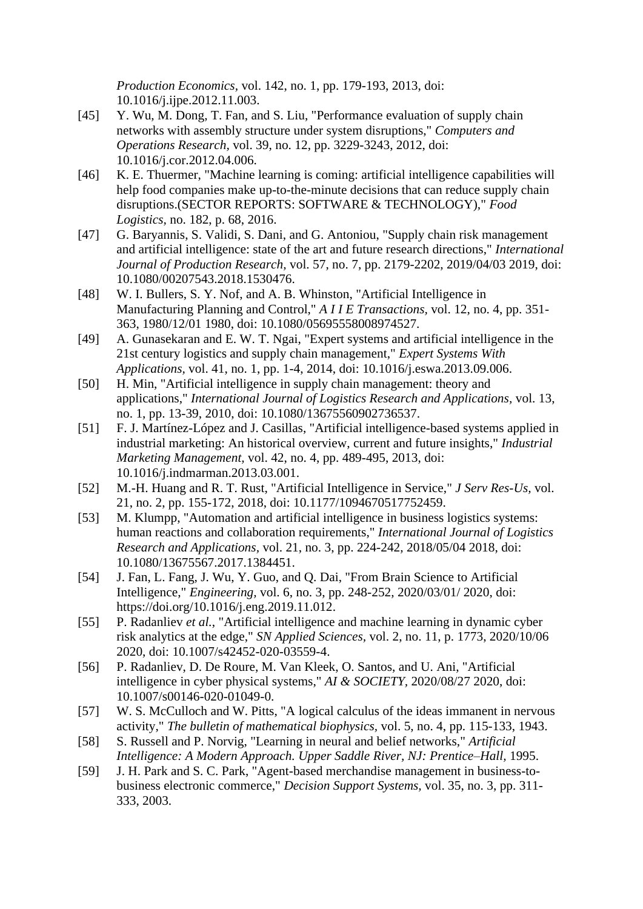*Production Economics,* vol. 142, no. 1, pp. 179-193, 2013, doi: 10.1016/j.ijpe.2012.11.003.

[45] Y. Wu, M. Dong, T. Fan, and S. Liu, "Performance evaluation of supply chain networks with assembly structure under system disruptions," *Computers and Operations Research,* vol. 39, no. 12, pp. 3229-3243, 2012, doi: 10.1016/j.cor.2012.04.006.

[46] K. E. Thuermer, "Machine learning is coming: artificial intelligence capabilities will help food companies make up-to-the-minute decisions that can reduce supply chain disruptions.(SECTOR REPORTS: SOFTWARE & TECHNOLOGY)," *Food Logistics,* no. 182, p. 68, 2016.

[47] G. Baryannis, S. Validi, S. Dani, and G. Antoniou, "Supply chain risk management and artificial intelligence: state of the art and future research directions," *International Journal of Production Research,* vol. 57, no. 7, pp. 2179-2202, 2019/04/03 2019, doi: 10.1080/00207543.2018.1530476.

[48] W. I. Bullers, S. Y. Nof, and A. B. Whinston, "Artificial Intelligence in Manufacturing Planning and Control," *A I I E Transactions,* vol. 12, no. 4, pp. 351-363, 1980/12/01 1980, doi: 10.1080/05695558008974527.

[49] A. Gunasekaran and E. W. T. Ngai, "Expert systems and artificial intelligence in the 21st century logistics and supply chain management," *Expert Systems With Applications,* vol. 41, no. 1, pp. 1-4, 2014, doi: 10.1016/j.eswa.2013.09.006.

[50] H. Min, "Artificial intelligence in supply chain management: theory and applications," *International Journal of Logistics Research and Applications,* vol. 13, no. 1, pp. 13-39, 2010, doi: 10.1080/13675560902736537.

[51] F. J. Martínez-López and J. Casillas, "Artificial intelligence-based systems applied in industrial marketing: An historical overview, current and future insights," *Industrial Marketing Management,* vol. 42, no. 4, pp. 489-495, 2013, doi: 10.1016/j.indmarman.2013.03.001.

[52] M.-H. Huang and R. T. Rust, "Artificial Intelligence in Service," *J Serv Res-Us,* vol. 21, no. 2, pp. 155-172, 2018, doi: 10.1177/1094670517752459.

[53] M. Klumpp, "Automation and artificial intelligence in business logistics systems: human reactions and collaboration requirements," *International Journal of Logistics Research and Applications,* vol. 21, no. 3, pp. 224-242, 2018/05/04 2018, doi: 10.1080/13675567.2017.1384451.

[54] J. Fan, L. Fang, J. Wu, Y. Guo, and Q. Dai, "From Brain Science to Artificial Intelligence," *Engineering,* vol. 6, no. 3, pp. 248-252, 2020/03/01/ 2020, doi: https://doi.org/10.1016/j.eng.2019.11.012.

[55] P. Radanliev *et al.*, "Artificial intelligence and machine learning in dynamic cyber risk analytics at the edge," *SN Applied Sciences,* vol. 2, no. 11, p. 1773, 2020/10/06 2020, doi: 10.1007/s42452-020-03559-4.

[56] P. Radanliev, D. De Roure, M. Van Kleek, O. Santos, and U. Ani, "Artificial intelligence in cyber physical systems," *AI & SOCIETY,* 2020/08/27 2020, doi: 10.1007/s00146-020-01049-0.

[57] W. S. McCulloch and W. Pitts, "A logical calculus of the ideas immanent in nervous activity," *The bulletin of mathematical biophysics,* vol. 5, no. 4, pp. 115-133, 1943.

[58] S. Russell and P. Norvig, "Learning in neural and belief networks," *Artificial Intelligence: A Modern Approach. Upper Saddle River, NJ: Prentice–Hall,* 1995.

[59] J. H. Park and S. C. Park, "Agent-based merchandise management in business-to-business electronic commerce," *Decision Support Systems,* vol. 35, no. 3, pp. 311-333, 2003.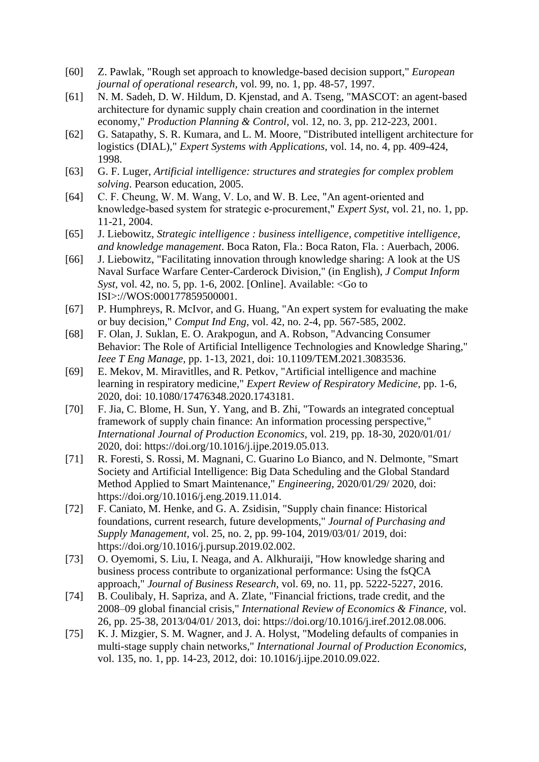[60] Z. Pawlak, "Rough set approach to knowledge-based decision support," *European journal of operational research,* vol. 99, no. 1, pp. 48-57, 1997.

[61] N. M. Sadeh, D. W. Hildum, D. Kjenstad, and A. Tseng, "MASCOT: an agent-based architecture for dynamic supply chain creation and coordination in the internet economy," *Production Planning & Control,* vol. 12, no. 3, pp. 212-223, 2001.

[62] G. Satapathy, S. R. Kumara, and L. M. Moore, "Distributed intelligent architecture for logistics (DIAL)," *Expert Systems with Applications,* vol. 14, no. 4, pp. 409-424, 1998.

[63] G. F. Luger, *Artificial intelligence: structures and strategies for complex problem solving*. Pearson education, 2005.

[64] C. F. Cheung, W. M. Wang, V. Lo, and W. B. Lee, "An agent-oriented and knowledge-based system for strategic e-procurement," *Expert Syst,* vol. 21, no. 1, pp. 11-21, 2004.

[65] J. Liebowitz, *Strategic intelligence : business intelligence, competitive intelligence, and knowledge management*. Boca Raton, Fla.: Boca Raton, Fla. : Auerbach, 2006.

[66] J. Liebowitz, "Facilitating innovation through knowledge sharing: A look at the US Naval Surface Warfare Center-Carderock Division," (in English), *J Comput Inform Syst,* vol. 42, no. 5, pp. 1-6, 2002. [Online]. Available: <Go to ISI>://WOS:000177859500001.

[67] P. Humphreys, R. McIvor, and G. Huang, "An expert system for evaluating the make or buy decision," *Comput Ind Eng,* vol. 42, no. 2-4, pp. 567-585, 2002.

[68] F. Olan, J. Suklan, E. O. Arakpogun, and A. Robson, "Advancing Consumer Behavior: The Role of Artificial Intelligence Technologies and Knowledge Sharing," *Ieee T Eng Manage,* pp. 1-13, 2021, doi: 10.1109/TEM.2021.3083536.

[69] E. Mekov, M. Miravitlles, and R. Petkov, "Artificial intelligence and machine learning in respiratory medicine," *Expert Review of Respiratory Medicine,* pp. 1-6, 2020, doi: 10.1080/17476348.2020.1743181.

[70] F. Jia, C. Blome, H. Sun, Y. Yang, and B. Zhi, "Towards an integrated conceptual framework of supply chain finance: An information processing perspective," *International Journal of Production Economics,* vol. 219, pp. 18-30, 2020/01/01/ 2020, doi: https://doi.org/10.1016/j.ijpe.2019.05.013.

[71] R. Foresti, S. Rossi, M. Magnani, C. Guarino Lo Bianco, and N. Delmonte, "Smart Society and Artificial Intelligence: Big Data Scheduling and the Global Standard Method Applied to Smart Maintenance," *Engineering,* 2020/01/29/ 2020, doi: https://doi.org/10.1016/j.eng.2019.11.014.

[72] F. Caniato, M. Henke, and G. A. Zsidisin, "Supply chain finance: Historical foundations, current research, future developments," *Journal of Purchasing and Supply Management,* vol. 25, no. 2, pp. 99-104, 2019/03/01/ 2019, doi: https://doi.org/10.1016/j.pursup.2019.02.002.

[73] O. Oyemomi, S. Liu, I. Neaga, and A. Alkhuraiji, "How knowledge sharing and business process contribute to organizational performance: Using the fsQCA approach," *Journal of Business Research,* vol. 69, no. 11, pp. 5222-5227, 2016.

[74] B. Coulibaly, H. Sapriza, and A. Zlate, "Financial frictions, trade credit, and the 2008–09 global financial crisis," *International Review of Economics & Finance,* vol. 26, pp. 25-38, 2013/04/01/ 2013, doi: https://doi.org/10.1016/j.iref.2012.08.006.

[75] K. J. Mizgier, S. M. Wagner, and J. A. Holyst, "Modeling defaults of companies in multi-stage supply chain networks," *International Journal of Production Economics,* vol. 135, no. 1, pp. 14-23, 2012, doi: 10.1016/j.ijpe.2010.09.022.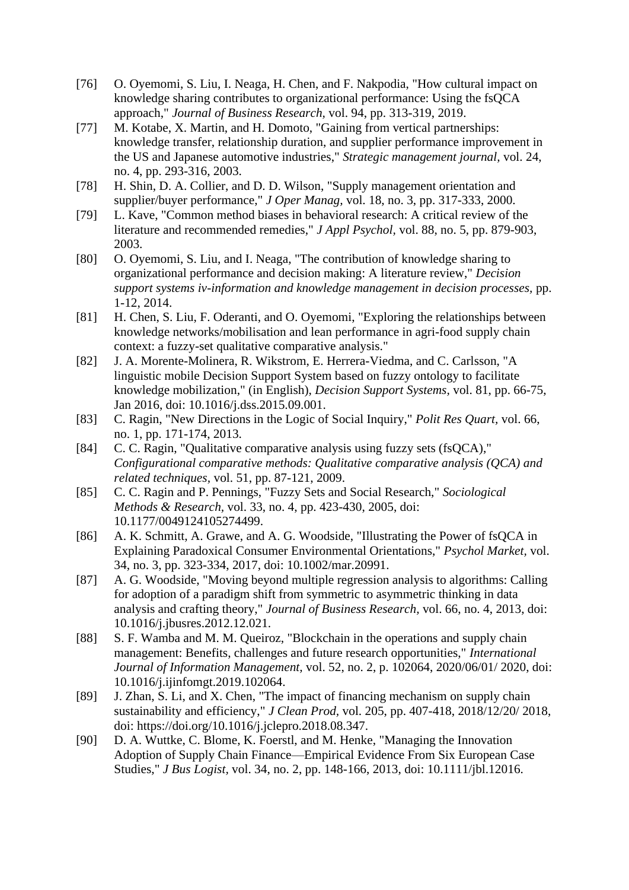[76] O. Oyemomi, S. Liu, I. Neaga, H. Chen, and F. Nakpodia, "How cultural impact on knowledge sharing contributes to organizational performance: Using the fsQCA approach," *Journal of Business Research*, vol. 94, pp. 313-319, 2019.

[77] M. Kotabe, X. Martin, and H. Domoto, "Gaining from vertical partnerships: knowledge transfer, relationship duration, and supplier performance improvement in the US and Japanese automotive industries," *Strategic management journal*, vol. 24, no. 4, pp. 293-316, 2003.

[78] H. Shin, D. A. Collier, and D. D. Wilson, "Supply management orientation and supplier/buyer performance," *J Oper Manag*, vol. 18, no. 3, pp. 317-333, 2000.

[79] L. Kave, "Common method biases in behavioral research: A critical review of the literature and recommended remedies," *J Appl Psychol*, vol. 88, no. 5, pp. 879-903, 2003.

[80] O. Oyemomi, S. Liu, and I. Neaga, "The contribution of knowledge sharing to organizational performance and decision making: A literature review," *Decision support systems iv-information and knowledge management in decision processes*, pp. 1-12, 2014.

[81] H. Chen, S. Liu, F. Oderanti, and O. Oyemomi, "Exploring the relationships between knowledge networks/mobilisation and lean performance in agri-food supply chain context: a fuzzy-set qualitative comparative analysis."

[82] J. A. Morente-Molinera, R. Wikstrom, E. Herrera-Viedma, and C. Carlsson, "A linguistic mobile Decision Support System based on fuzzy ontology to facilitate knowledge mobilization," (in English), *Decision Support Systems*, vol. 81, pp. 66-75, Jan 2016, doi: 10.1016/j.dss.2015.09.001.

[83] C. Ragin, "New Directions in the Logic of Social Inquiry," *Polit Res Quart*, vol. 66, no. 1, pp. 171-174, 2013.

[84] C. C. Ragin, "Qualitative comparative analysis using fuzzy sets (fsQCA)," *Configurational comparative methods: Qualitative comparative analysis (QCA) and related techniques*, vol. 51, pp. 87-121, 2009.

[85] C. C. Ragin and P. Pennings, "Fuzzy Sets and Social Research," *Sociological Methods & Research*, vol. 33, no. 4, pp. 423-430, 2005, doi: 10.1177/0049124105274499.

[86] A. K. Schmitt, A. Grawe, and A. G. Woodside, "Illustrating the Power of fsQCA in Explaining Paradoxical Consumer Environmental Orientations," *Psychol Market*, vol. 34, no. 3, pp. 323-334, 2017, doi: 10.1002/mar.20991.

[87] A. G. Woodside, "Moving beyond multiple regression analysis to algorithms: Calling for adoption of a paradigm shift from symmetric to asymmetric thinking in data analysis and crafting theory," *Journal of Business Research*, vol. 66, no. 4, 2013, doi: 10.1016/j.jbusres.2012.12.021.

[88] S. F. Wamba and M. M. Queiroz, "Blockchain in the operations and supply chain management: Benefits, challenges and future research opportunities," *International Journal of Information Management*, vol. 52, no. 2, p. 102064, 2020/06/01/ 2020, doi: 10.1016/j.ijinfomgt.2019.102064.

[89] J. Zhan, S. Li, and X. Chen, "The impact of financing mechanism on supply chain sustainability and efficiency," *J Clean Prod*, vol. 205, pp. 407-418, 2018/12/20/ 2018, doi: https://doi.org/10.1016/j.jclepro.2018.08.347.

[90] D. A. Wuttke, C. Blome, K. Foerstl, and M. Henke, "Managing the Innovation Adoption of Supply Chain Finance—Empirical Evidence From Six European Case Studies," *J Bus Logist*, vol. 34, no. 2, pp. 148-166, 2013, doi: 10.1111/jbl.12016.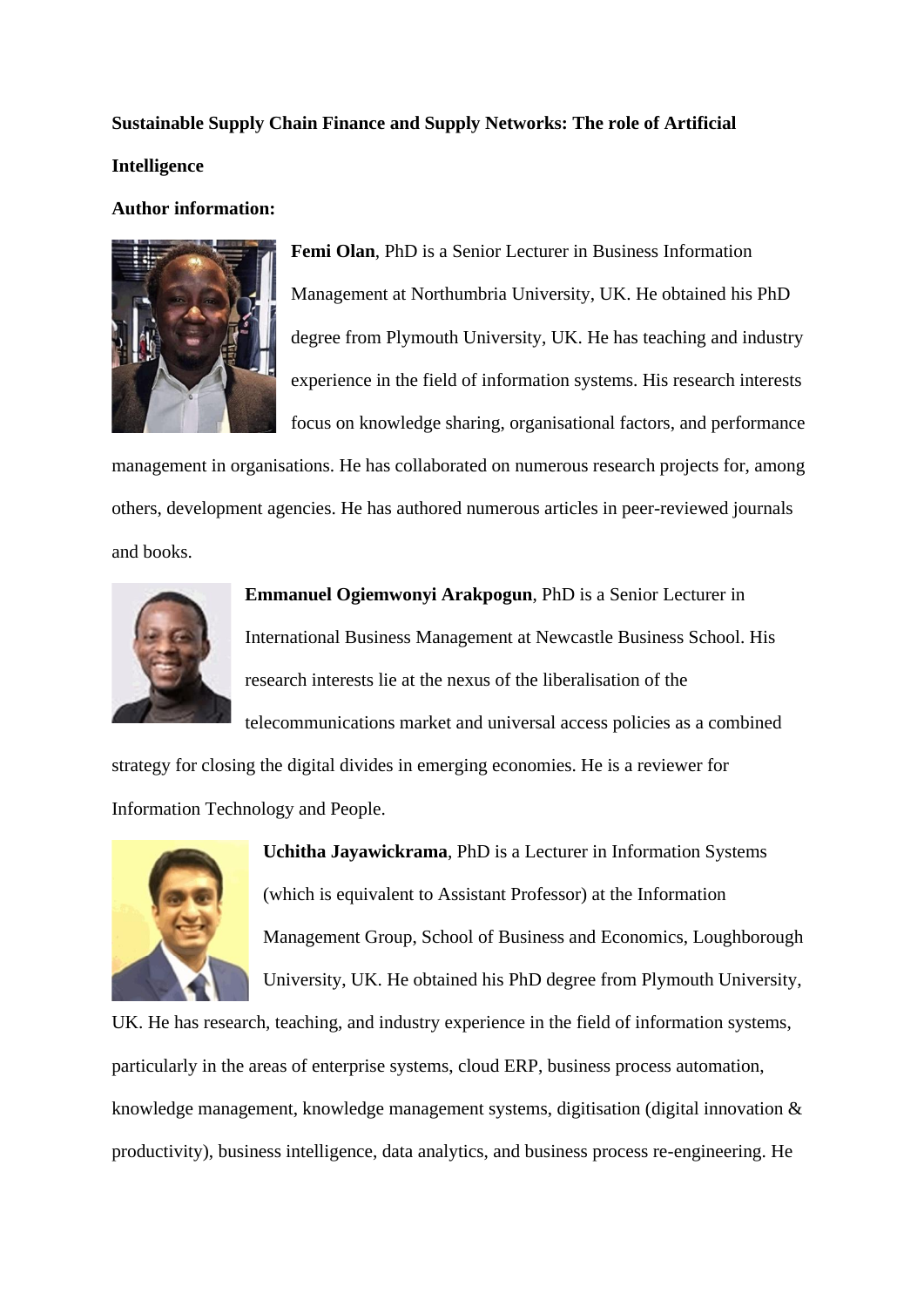**Sustainable Supply Chain Finance and Supply Networks: The role of Artificial Intelligence**

**Author information:**

**Femi Olan**, PhD is a Senior Lecturer in Business Information Management at Northumbria University, UK. He obtained his PhD degree from Plymouth University, UK. He has teaching and industry experience in the field of information systems. His research interests focus on knowledge sharing, organisational factors, and performance management in organisations. He has collaborated on numerous research projects for, among others, development agencies. He has authored numerous articles in peer-reviewed journals and books.

**Emmanuel Ogiemwonyi Arakpogun**, PhD is a Senior Lecturer in International Business Management at Newcastle Business School. His research interests lie at the nexus of the liberalisation of the telecommunications market and universal access policies as a combined strategy for closing the digital divides in emerging economies. He is a reviewer for Information Technology and People.

**Uchitha Jayawickrama**, PhD is a Lecturer in Information Systems (which is equivalent to Assistant Professor) at the Information Management Group, School of Business and Economics, Loughborough University, UK. He obtained his PhD degree from Plymouth University, UK. He has research, teaching, and industry experience in the field of information systems, particularly in the areas of enterprise systems, cloud ERP, business process automation, knowledge management, knowledge management systems, digitisation (digital innovation & productivity), business intelligence, data analytics, and business process re-engineering. He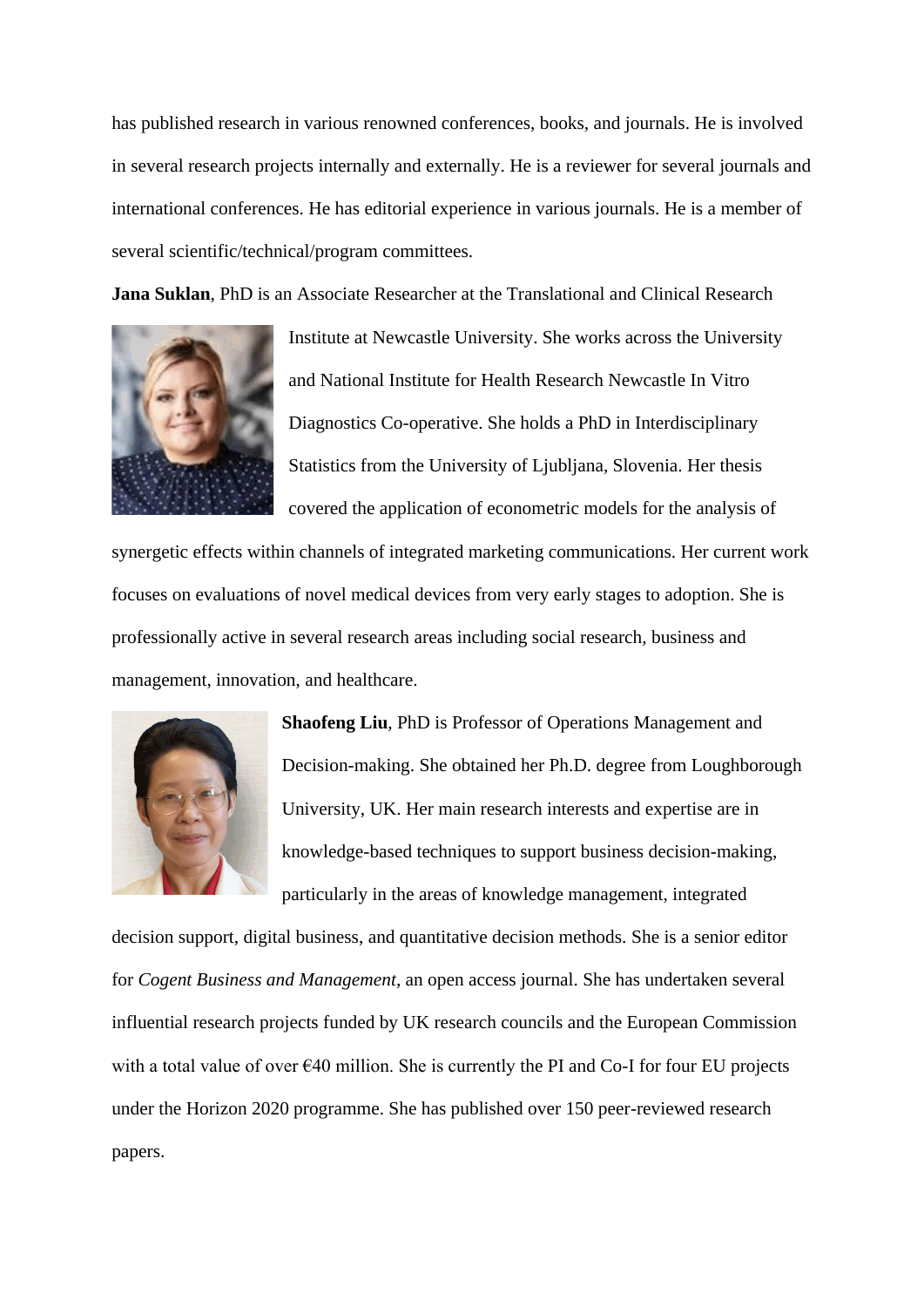has published research in various renowned conferences, books, and journals. He is involved in several research projects internally and externally. He is a reviewer for several journals and international conferences. He has editorial experience in various journals. He is a member of several scientific/technical/program committees.

**Jana Suklan**, PhD is an Associate Researcher at the Translational and Clinical Research Institute at Newcastle University. She works across the University and National Institute for Health Research Newcastle In Vitro Diagnostics Co-operative. She holds a PhD in Interdisciplinary Statistics from the University of Ljubljana, Slovenia. Her thesis covered the application of econometric models for the analysis of synergetic effects within channels of integrated marketing communications. Her current work focuses on evaluations of novel medical devices from very early stages to adoption. She is professionally active in several research areas including social research, business and management, innovation, and healthcare.

**Shaofeng Liu**, PhD is Professor of Operations Management and Decision-making. She obtained her Ph.D. degree from Loughborough University, UK. Her main research interests and expertise are in knowledge-based techniques to support business decision-making, particularly in the areas of knowledge management, integrated decision support, digital business, and quantitative decision methods. She is a senior editor for *Cogent Business and Management*, an open access journal. She has undertaken several influential research projects funded by UK research councils and the European Commission with a total value of over €40 million. She is currently the PI and Co-I for four EU projects under the Horizon 2020 programme. She has published over 150 peer-reviewed research papers.